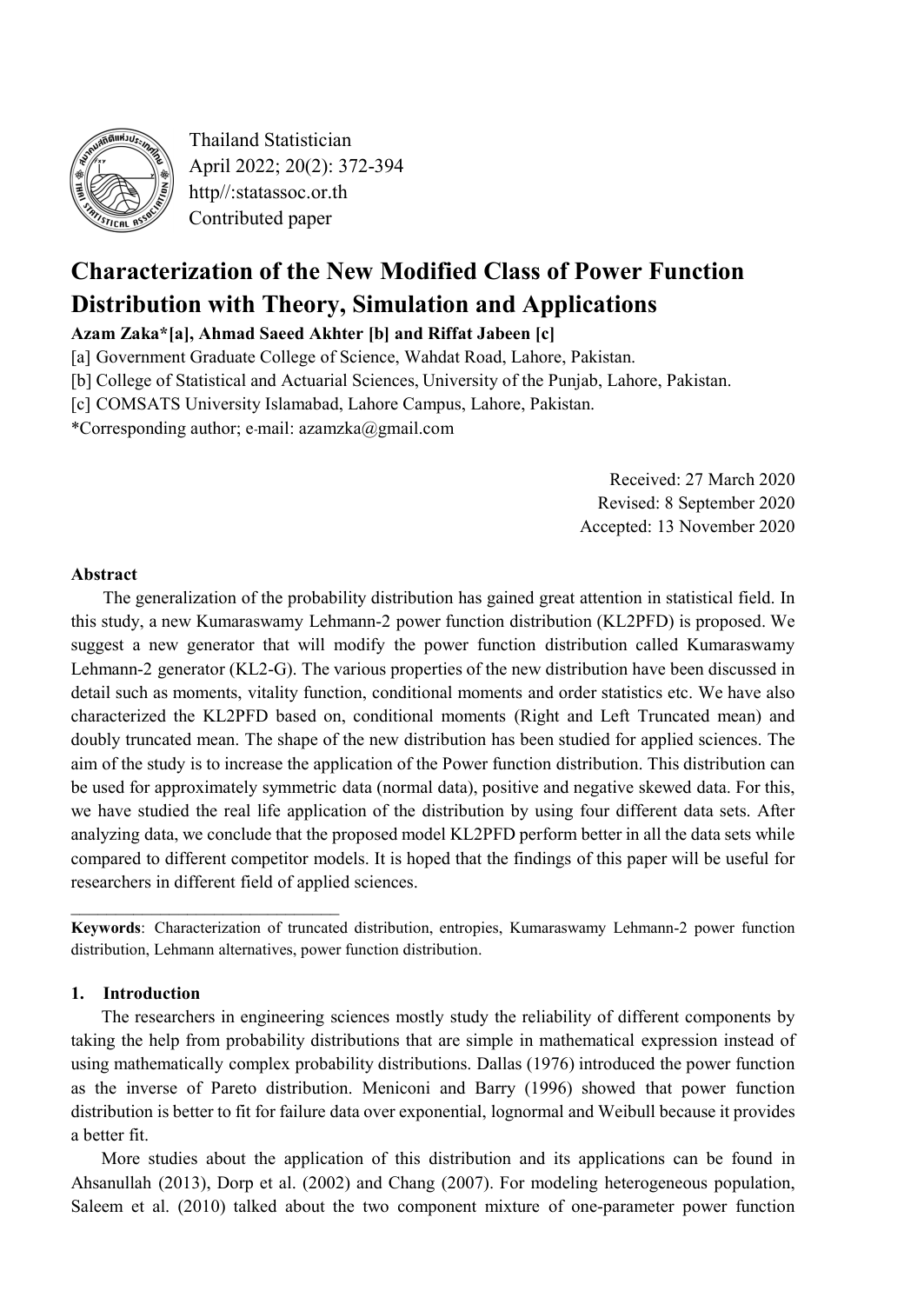Thailand Statistician
April 2022; 20(2): 372-394
http//:statassoc.or.th
Contributed paper

# Characterization of the New Modified Class of Power Function Distribution with Theory, Simulation and Applications

**Azam Zaka*[a], Ahmad Saeed Akhter [b] and Riffat Jabeen [c]**

[a] Government Graduate College of Science, Wahdat Road, Lahore, Pakistan.
[b] College of Statistical and Actuarial Sciences, University of the Punjab, Lahore, Pakistan.
[c] COMSATS University Islamabad, Lahore Campus, Lahore, Pakistan.
*Corresponding author; e-mail: azamzka@gmail.com

Received: 27 March 2020
Revised: 8 September 2020
Accepted: 13 November 2020

**Abstract**

The generalization of the probability distribution has gained great attention in statistical field. In this study, a new Kumaraswamy Lehmann-2 power function distribution (KL2PFD) is proposed. We suggest a new generator that will modify the power function distribution called Kumaraswamy Lehmann-2 generator (KL2-G). The various properties of the new distribution have been discussed in detail such as moments, vitality function, conditional moments and order statistics etc. We have also characterized the KL2PFD based on, conditional moments (Right and Left Truncated mean) and doubly truncated mean. The shape of the new distribution has been studied for applied sciences. The aim of the study is to increase the application of the Power function distribution. This distribution can be used for approximately symmetric data (normal data), positive and negative skewed data. For this, we have studied the real life application of the distribution by using four different data sets. After analyzing data, we conclude that the proposed model KL2PFD perform better in all the data sets while compared to different competitor models. It is hoped that the findings of this paper will be useful for researchers in different field of applied sciences.

---

**Keywords**: Characterization of truncated distribution, entropies, Kumaraswamy Lehmann-2 power function distribution, Lehmann alternatives, power function distribution.

## 1. Introduction

The researchers in engineering sciences mostly study the reliability of different components by taking the help from probability distributions that are simple in mathematical expression instead of using mathematically complex probability distributions. Dallas (1976) introduced the power function as the inverse of Pareto distribution. Meniconi and Barry (1996) showed that power function distribution is better to fit for failure data over exponential, lognormal and Weibull because it provides a better fit.

More studies about the application of this distribution and its applications can be found in Ahsanullah (2013), Dorp et al. (2002) and Chang (2007). For modeling heterogeneous population, Saleem et al. (2010) talked about the two component mixture of one-parameter power function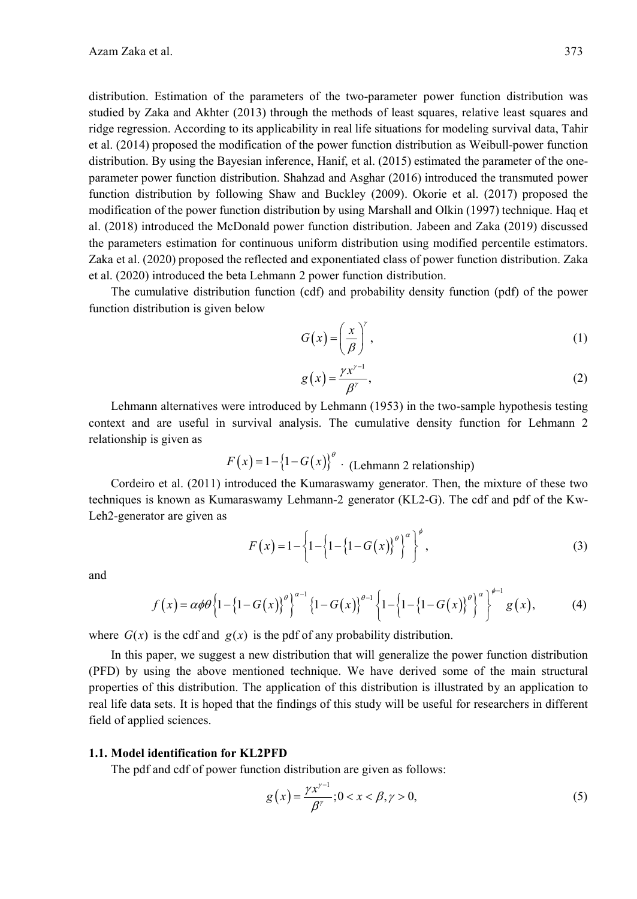distribution. Estimation of the parameters of the two-parameter power function distribution was studied by Zaka and Akhter (2013) through the methods of least squares, relative least squares and ridge regression. According to its applicability in real life situations for modeling survival data, Tahir et al. (2014) proposed the modification of the power function distribution as Weibull-power function distribution. By using the Bayesian inference, Hanif, et al. (2015) estimated the parameter of the one-parameter power function distribution. Shahzad and Asghar (2016) introduced the transmuted power function distribution by following Shaw and Buckley (2009). Okorie et al. (2017) proposed the modification of the power function distribution by using Marshall and Olkin (1997) technique. Haq et al. (2018) introduced the McDonald power function distribution. Jabeen and Zaka (2019) discussed the parameters estimation for continuous uniform distribution using modified percentile estimators. Zaka et al. (2020) proposed the reflected and exponentiated class of power function distribution. Zaka et al. (2020) introduced the beta Lehmann 2 power function distribution.

The cumulative distribution function (cdf) and probability density function (pdf) of the power function distribution is given below

$$G(x) = \left(\frac{x}{\beta}\right)^{\gamma}, \tag{1}$$

$$g(x) = \frac{\gamma x^{\gamma-1}}{\beta^{\gamma}}, \tag{2}$$

Lehmann alternatives were introduced by Lehmann (1953) in the two-sample hypothesis testing context and are useful in survival analysis. The cumulative density function for Lehmann 2 relationship is given as

$$F(x) = 1 - \{1 - G(x)\}^{\theta} \cdot \text{ (Lehmann 2 relationship)}$$

Cordeiro et al. (2011) introduced the Kumaraswamy generator. Then, the mixture of these two techniques is known as Kumaraswamy Lehmann-2 generator (KL2-G). The cdf and pdf of the Kw-Leh2-generator are given as

$$F(x) = 1 - \left\{1 - \left\{1 - \{1 - G(x)\}^{\theta}\right\}^{\alpha}\right\}^{\phi}, \tag{3}$$

and

$$f(x) = \alpha\phi\theta\left\{1 - \{1 - G(x)\}^{\theta}\right\}^{\alpha-1}\{1 - G(x)\}^{\theta-1}\left\{1 - \left\{1 - \{1 - G(x)\}^{\theta}\right\}^{\alpha}\right\}^{\phi-1} g(x), \tag{4}$$

where $G(x)$ is the cdf and $g(x)$ is the pdf of any probability distribution.

In this paper, we suggest a new distribution that will generalize the power function distribution (PFD) by using the above mentioned technique. We have derived some of the main structural properties of this distribution. The application of this distribution is illustrated by an application to real life data sets. It is hoped that the findings of this study will be useful for researchers in different field of applied sciences.

### 1.1. Model identification for KL2PFD

The pdf and cdf of power function distribution are given as follows:

$$g(x) = \frac{\gamma x^{\gamma-1}}{\beta^{\gamma}}; 0 < x < \beta, \gamma > 0, \tag{5}$$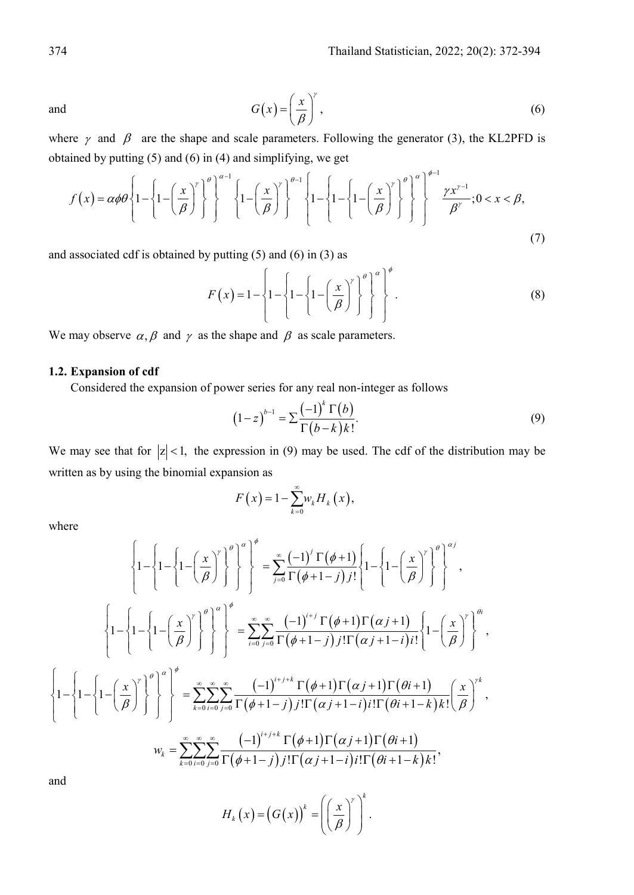and

$$G(x)=\left(\frac{x}{\beta}\right)^{\gamma}, \tag{6}$$

where $\gamma$ and $\beta$ are the shape and scale parameters. Following the generator (3), the KL2PFD is obtained by putting (5) and (6) in (4) and simplifying, we get

$$f(x)=\alpha\phi\theta\left\{1-\left\{1-\left(\frac{x}{\beta}\right)^{\gamma}\right\}^{\theta}\right\}^{\alpha-1}\left\{1-\left(\frac{x}{\beta}\right)^{\gamma}\right\}^{\theta-1}\left\{1-\left\{1-\left\{1-\left(\frac{x}{\beta}\right)^{\gamma}\right\}^{\theta}\right\}^{\alpha}\right\}^{\phi-1}\frac{\gamma x^{\gamma-1}}{\beta^{\gamma}};0<x<\beta, \tag{7}$$

and associated cdf is obtained by putting (5) and (6) in (3) as

$$F(x)=1-\left\{1-\left\{1-\left\{1-\left(\frac{x}{\beta}\right)^{\gamma}\right\}^{\theta}\right\}^{\alpha}\right\}^{\phi}. \tag{8}$$

We may observe $\alpha,\beta$ and $\gamma$ as the shape and $\beta$ as scale parameters.

### 1.2. Expansion of cdf

Considered the expansion of power series for any real non-integer as follows

$$(1-z)^{b-1}=\sum\frac{(-1)^{k}\Gamma(b)}{\Gamma(b-k)k!}. \tag{9}$$

We may see that for $|z|<1$, the expression in (9) may be used. The cdf of the distribution may be written as by using the binomial expansion as

$$F(x)=1-\sum_{k=0}^{\infty}w_{k}H_{k}(x),$$

where

$$\left\{1-\left\{1-\left\{1-\left(\frac{x}{\beta}\right)^{\gamma}\right\}^{\theta}\right\}^{\alpha}\right\}^{\phi}=\sum_{j=0}^{\infty}\frac{(-1)^{j}\Gamma(\phi+1)}{\Gamma(\phi+1-j)j!}\left\{1-\left\{1-\left(\frac{x}{\beta}\right)^{\gamma}\right\}^{\theta}\right\}^{\alpha j},$$

$$\left\{1-\left\{1-\left\{1-\left(\frac{x}{\beta}\right)^{\gamma}\right\}^{\theta}\right\}^{\alpha}\right\}^{\phi}=\sum_{i=0}^{\infty}\sum_{j=0}^{\infty}\frac{(-1)^{i+j}\Gamma(\phi+1)\Gamma(\alpha j+1)}{\Gamma(\phi+1-j)j!\Gamma(\alpha j+1-i)i!}\left\{1-\left(\frac{x}{\beta}\right)^{\gamma}\right\}^{\theta i},$$

$$\left\{1-\left\{1-\left\{1-\left(\frac{x}{\beta}\right)^{\gamma}\right\}^{\theta}\right\}^{\alpha}\right\}^{\phi}=\sum_{k=0}^{\infty}\sum_{i=0}^{\infty}\sum_{j=0}^{\infty}\frac{(-1)^{i+j+k}\Gamma(\phi+1)\Gamma(\alpha j+1)\Gamma(\theta i+1)}{\Gamma(\phi+1-j)j!\Gamma(\alpha j+1-i)i!\Gamma(\theta i+1-k)k!}\left(\frac{x}{\beta}\right)^{\gamma k},$$

$$w_{k}=\sum_{k=0}^{\infty}\sum_{i=0}^{\infty}\sum_{j=0}^{\infty}\frac{(-1)^{i+j+k}\Gamma(\phi+1)\Gamma(\alpha j+1)\Gamma(\theta i+1)}{\Gamma(\phi+1-j)j!\Gamma(\alpha j+1-i)i!\Gamma(\theta i+1-k)k!},$$

and

$$H_{k}(x)=(G(x))^{k}=\left(\left(\frac{x}{\beta}\right)^{\gamma}\right)^{k}.$$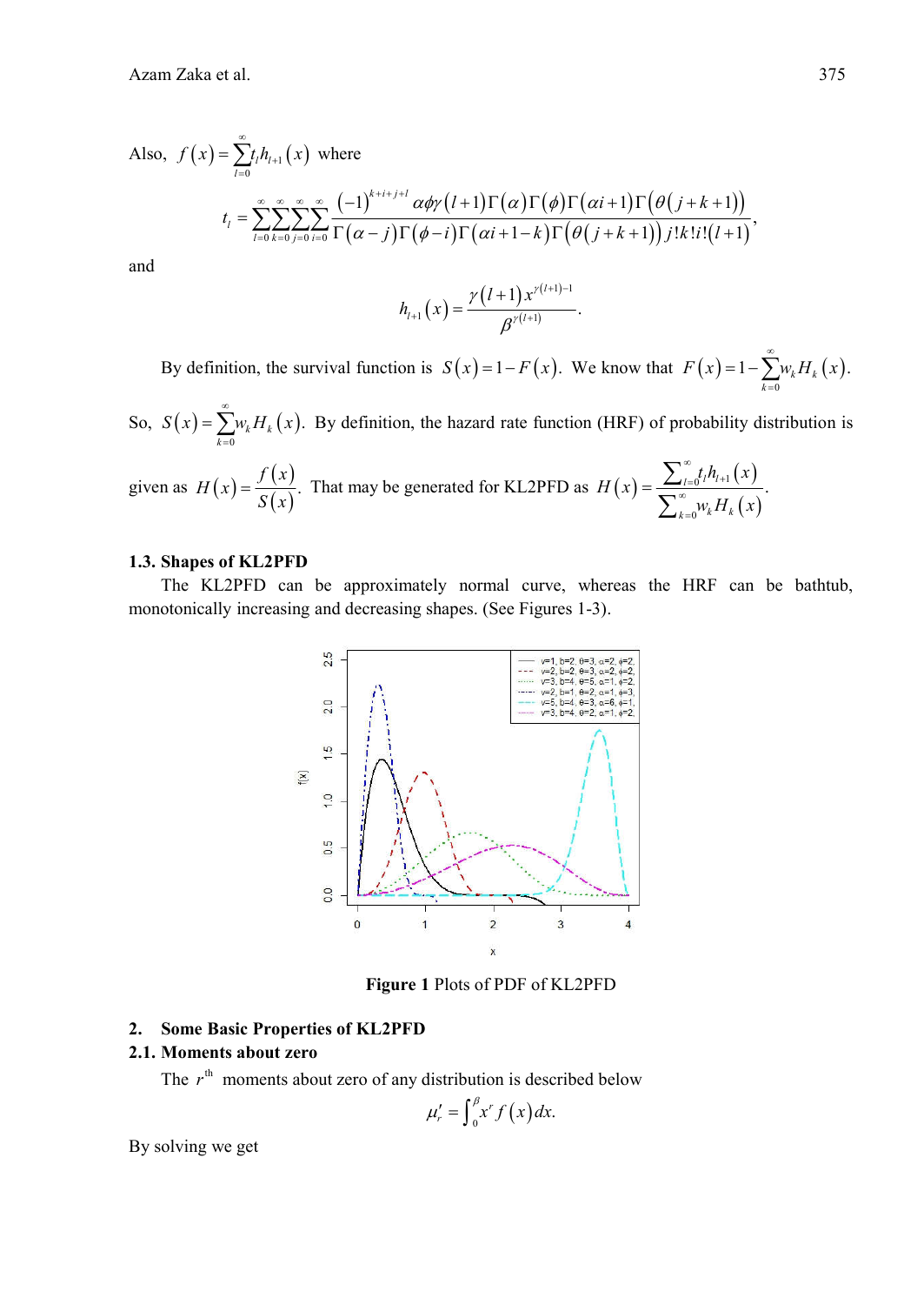Also, $f(x)=\sum_{l=0}^{\infty} t_l h_{l+1}(x)$ where

$$t_l=\sum_{l=0}^{\infty}\sum_{k=0}^{\infty}\sum_{j=0}^{\infty}\sum_{i=0}^{\infty}\frac{(-1)^{k+i+j+l}\alpha\phi\gamma(l+1)\Gamma(\alpha)\Gamma(\phi)\Gamma(\alpha i+1)\Gamma(\theta(j+k+1))}{\Gamma(\alpha-j)\Gamma(\phi-i)\Gamma(\alpha i+1-k)\Gamma(\theta(j+k+1))j!k!i!(l+1)},$$

and

$$h_{l+1}(x)=\frac{\gamma(l+1)x^{\gamma(l+1)-1}}{\beta^{\gamma(l+1)}}.$$

By definition, the survival function is $S(x)=1-F(x)$. We know that $F(x)=1-\sum_{k=0}^{\infty} w_k H_k(x)$. So, $S(x)=\sum_{k=0}^{\infty} w_k H_k(x)$. By definition, the hazard rate function (HRF) of probability distribution is given as $H(x)=\frac{f(x)}{S(x)}$. That may be generated for KL2PFD as $H(x)=\frac{\sum_{l=0}^{\infty} t_l h_{l+1}(x)}{\sum_{k=0}^{\infty} w_k H_k(x)}$.

### 1.3. Shapes of KL2PFD

The KL2PFD can be approximately normal curve, whereas the HRF can be bathtub, monotonically increasing and decreasing shapes. (See Figures 1-3).

**Figure 1** Plots of PDF of KL2PFD

## 2. Some Basic Properties of KL2PFD

### 2.1. Moments about zero

The $r^{\text{th}}$ moments about zero of any distribution is described below

$$\mu_r'=\int_0^{\beta} x^r f(x)\,dx.$$

By solving we get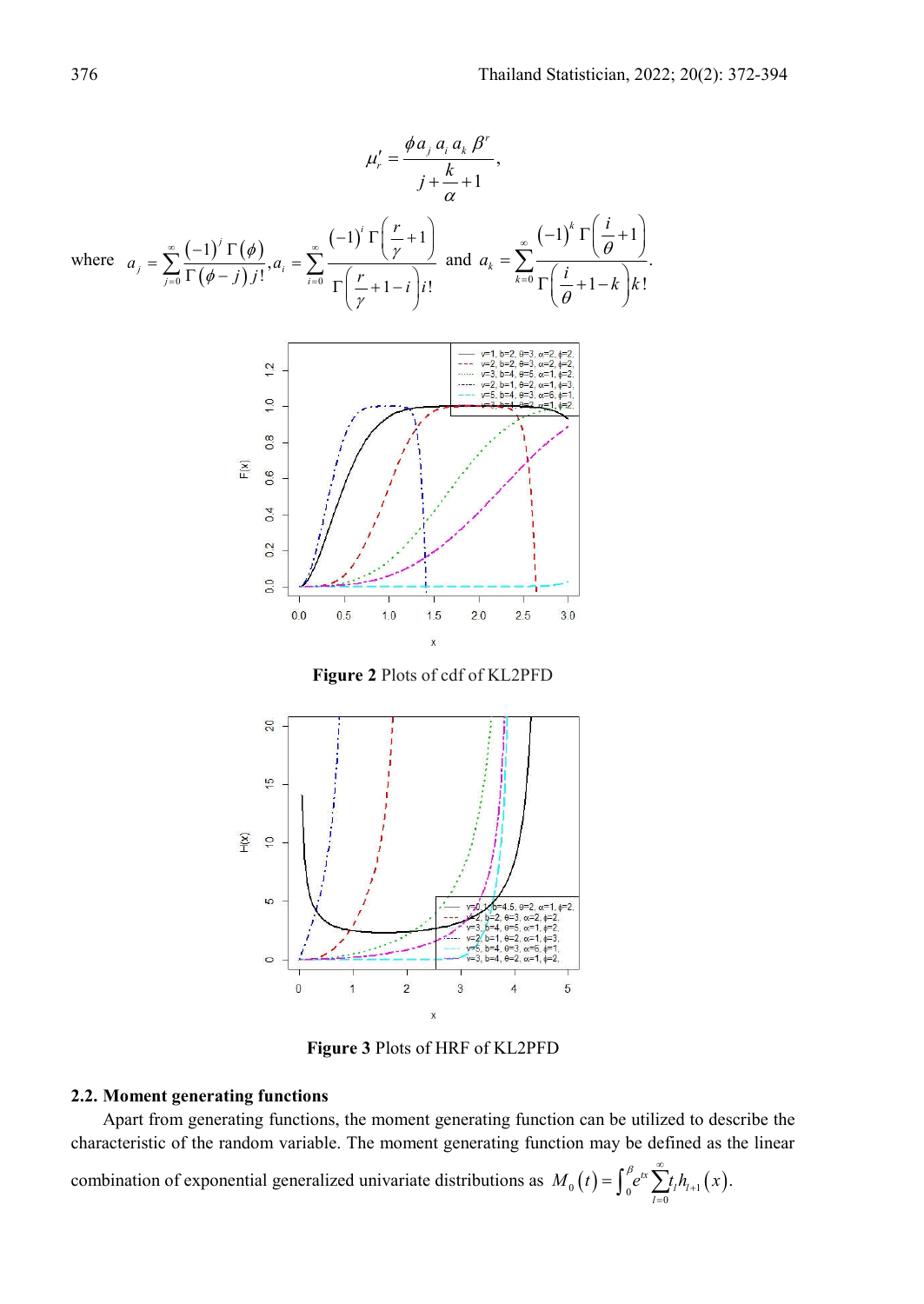$$\mu_r' = \frac{\phi a_j a_i a_k \beta^r}{j + \dfrac{k}{\alpha} + 1},$$

where $a_j = \sum_{j=0}^{\infty} \dfrac{(-1)^j \Gamma(\phi)}{\Gamma(\phi - j) j!}, a_i = \sum_{i=0}^{\infty} \dfrac{(-1)^i \Gamma\left(\dfrac{r}{\gamma}+1\right)}{\Gamma\left(\dfrac{r}{\gamma}+1-i\right) i!}$ and $a_k = \sum_{k=0}^{\infty} \dfrac{(-1)^k \Gamma\left(\dfrac{i}{\theta}+1\right)}{\Gamma\left(\dfrac{i}{\theta}+1-k\right) k!}.$

**Figure 2** Plots of cdf of KL2PFD

**Figure 3** Plots of HRF of KL2PFD

### 2.2. Moment generating functions

Apart from generating functions, the moment generating function can be utilized to describe the characteristic of the random variable. The moment generating function may be defined as the linear combination of exponential generalized univariate distributions as $M_0(t) = \int_0^{\beta} e^{tx} \sum_{l=0}^{\infty} t_l h_{l+1}(x).$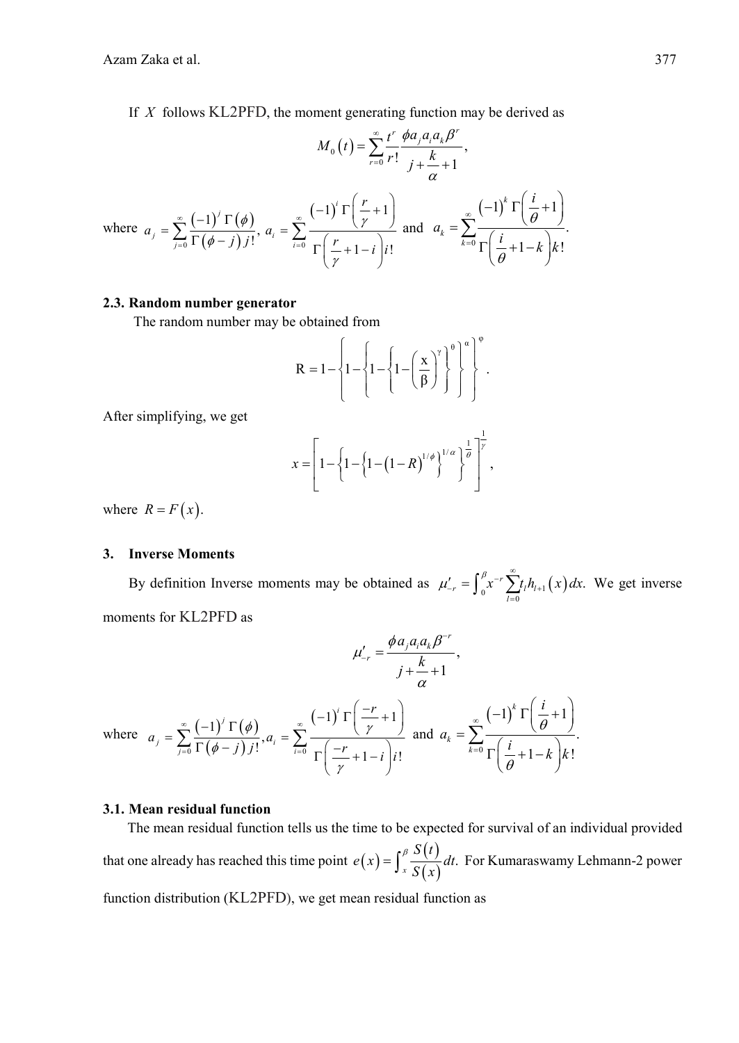If $X$ follows KL2PFD, the moment generating function may be derived as

$$M_0(t) = \sum_{r=0}^{\infty} \frac{t^r}{r!} \frac{\phi a_j a_i a_k \beta^r}{j + \frac{k}{\alpha} + 1},$$

where $a_j = \sum_{j=0}^{\infty} \frac{(-1)^j \Gamma(\phi)}{\Gamma(\phi - j) j!}$, $a_i = \sum_{i=0}^{\infty} \frac{(-1)^i \Gamma\left(\frac{r}{\gamma}+1\right)}{\Gamma\left(\frac{r}{\gamma}+1-i\right) i!}$ and $a_k = \sum_{k=0}^{\infty} \frac{(-1)^k \Gamma\left(\frac{i}{\theta}+1\right)}{\Gamma\left(\frac{i}{\theta}+1-k\right) k!}$.

### 2.3. Random number generator

The random number may be obtained from

$$\mathrm{R} = 1 - \left\{1 - \left\{1 - \left\{1 - \left(\frac{\mathrm{x}}{\beta}\right)^{\gamma}\right\}^{\theta}\right\}^{\alpha}\right\}^{\varphi}.$$

After simplifying, we get

$$x = \left[1 - \left\{1 - \left\{1 - (1-R)^{1/\phi}\right\}^{1/\alpha}\right\}^{\frac{1}{\theta}}\right]^{\frac{1}{\gamma}},$$

where $R = F(x)$.

## 3. Inverse Moments

By definition Inverse moments may be obtained as $\mu'_{-r} = \int_0^{\beta} x^{-r} \sum_{l=0}^{\infty} t_l h_{l+1}(x) dx$. We get inverse moments for KL2PFD as

$$\mu'_{-r} = \frac{\phi a_j a_i a_k \beta^{-r}}{j + \frac{k}{\alpha} + 1},$$

where $a_j = \sum_{j=0}^{\infty} \frac{(-1)^j \Gamma(\phi)}{\Gamma(\phi - j) j!}$, $a_i = \sum_{i=0}^{\infty} \frac{(-1)^i \Gamma\left(\frac{-r}{\gamma}+1\right)}{\Gamma\left(\frac{-r}{\gamma}+1-i\right) i!}$ and $a_k = \sum_{k=0}^{\infty} \frac{(-1)^k \Gamma\left(\frac{i}{\theta}+1\right)}{\Gamma\left(\frac{i}{\theta}+1-k\right) k!}$.

### 3.1. Mean residual function

The mean residual function tells us the time to be expected for survival of an individual provided that one already has reached this time point $e(x) = \int_x^{\beta} \frac{S(t)}{S(x)} dt$. For Kumaraswamy Lehmann-2 power function distribution (KL2PFD), we get mean residual function as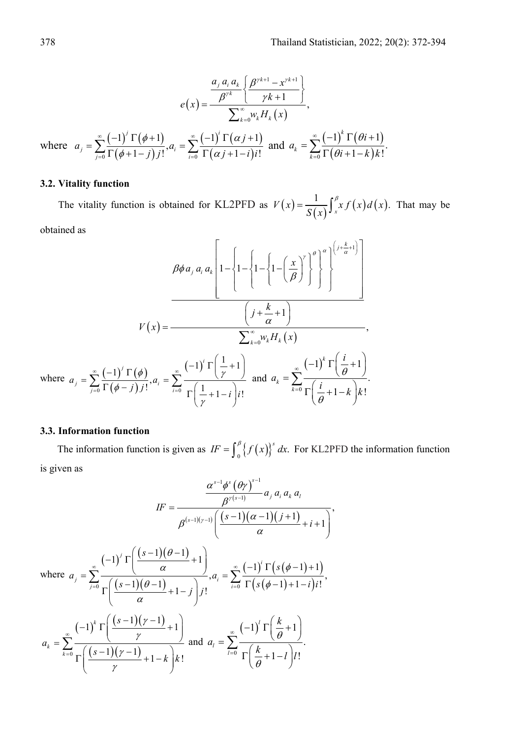$$e(x)=\frac{\frac{a_j\,a_i\,a_k}{\beta^{\gamma k}}\left\{\frac{\beta^{\gamma k+1}-x^{\gamma k+1}}{\gamma k+1}\right\}}{\sum_{k=0}^{\infty}w_k H_k(x)},$$

where $a_j=\sum_{j=0}^{\infty}\frac{(-1)^j\,\Gamma(\phi+1)}{\Gamma(\phi+1-j)\,j!}, a_i=\sum_{i=0}^{\infty}\frac{(-1)^i\,\Gamma(\alpha j+1)}{\Gamma(\alpha j+1-i)\,i!}$ and $a_k=\sum_{k=0}^{\infty}\frac{(-1)^k\,\Gamma(\theta i+1)}{\Gamma(\theta i+1-k)\,k!}.$

### 3.2. Vitality function

The vitality function is obtained for KL2PFD as $V(x)=\frac{1}{S(x)}\int_x^{\beta}x\,f(x)\,d(x)$. That may be obtained as

$$V(x)=\frac{\frac{\beta\phi\,a_j\,a_i\,a_k\left[1-\left\{1-\left\{1-\left\{1-\left(\frac{x}{\beta}\right)^{\gamma}\right\}^{\theta}\right\}^{\alpha}\right\}^{\left(j+\frac{k}{\alpha}+1\right)}\right]}{\left(j+\frac{k}{\alpha}+1\right)}}{\sum_{k=0}^{\infty}w_k H_k(x)},$$

where $a_j=\sum_{j=0}^{\infty}\frac{(-1)^j\,\Gamma(\phi)}{\Gamma(\phi-j)\,j!}, a_i=\sum_{i=0}^{\infty}\frac{(-1)^i\,\Gamma\left(\frac{1}{\gamma}+1\right)}{\Gamma\left(\frac{1}{\gamma}+1-i\right)i!}$ and $a_k=\sum_{k=0}^{\infty}\frac{(-1)^k\,\Gamma\left(\frac{i}{\theta}+1\right)}{\Gamma\left(\frac{i}{\theta}+1-k\right)k!}.$

### 3.3. Information function

The information function is given as $IF=\int_0^{\beta}\{f(x)\}^s\,dx$. For KL2PFD the information function is given as

$$IF=\frac{\frac{\alpha^{s-1}\phi^s(\theta\gamma)^{s-1}}{\beta^{\gamma(s-1)}}a_j\,a_i\,a_k\,a_l}{\beta^{(s-1)(\gamma-1)}\left(\frac{(s-1)(\alpha-1)(j+1)}{\alpha}+i+1\right)},$$

where $a_j=\sum_{j=0}^{\infty}\frac{(-1)^j\,\Gamma\left(\frac{(s-1)(\theta-1)}{\alpha}+1\right)}{\Gamma\left(\frac{(s-1)(\theta-1)}{\alpha}+1-j\right)j!}, a_i=\sum_{i=0}^{\infty}\frac{(-1)^i\,\Gamma(s(\phi-1)+1)}{\Gamma(s(\phi-1)+1-i)\,i!},$

$a_k=\sum_{k=0}^{\infty}\frac{(-1)^k\,\Gamma\left(\frac{(s-1)(\gamma-1)}{\gamma}+1\right)}{\Gamma\left(\frac{(s-1)(\gamma-1)}{\gamma}+1-k\right)k!}$ and $a_l=\sum_{l=0}^{\infty}\frac{(-1)^l\,\Gamma\left(\frac{k}{\theta}+1\right)}{\Gamma\left(\frac{k}{\theta}+1-l\right)l!}.$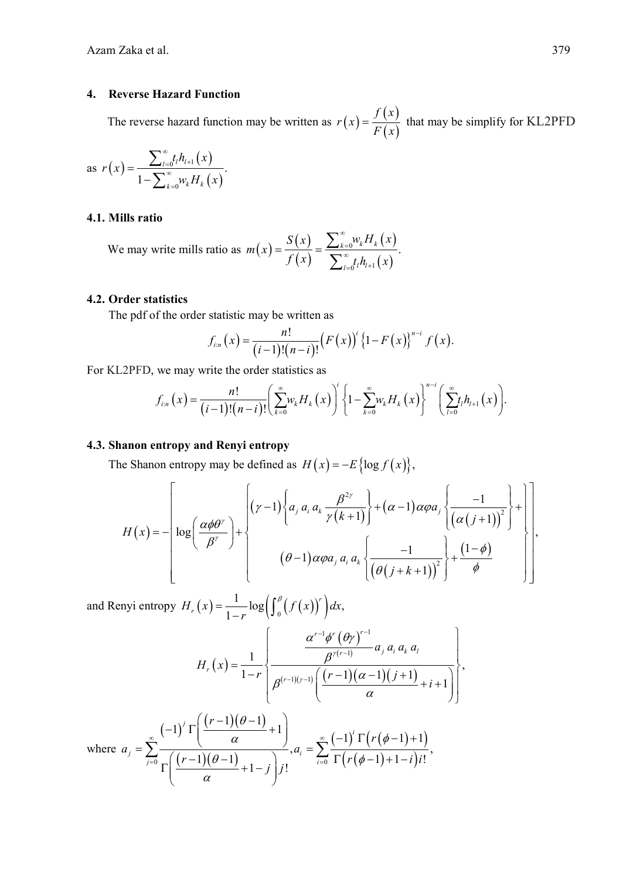## 4. Reverse Hazard Function

The reverse hazard function may be written as $r(x) = \frac{f(x)}{F(x)}$ that may be simplify for KL2PFD as $r(x) = \frac{\sum_{l=0}^{\infty} t_l h_{l+1}(x)}{1 - \sum_{k=0}^{\infty} w_k H_k(x)}$.

### 4.1. Mills ratio

We may write mills ratio as $m(x) = \frac{S(x)}{f(x)} = \frac{\sum_{k=0}^{\infty} w_k H_k(x)}{\sum_{l=0}^{\infty} t_l h_{l+1}(x)}$.

### 4.2. Order statistics

The pdf of the order statistic may be written as

$$f_{i:n}(x) = \frac{n!}{(i-1)!(n-i)!} \left(F(x)\right)^i \left\{1 - F(x)\right\}^{n-i} f(x).$$

For KL2PFD, we may write the order statistics as

$$f_{i:n}(x) = \frac{n!}{(i-1)!(n-i)!} \left(\sum_{k=0}^{\infty} w_k H_k(x)\right)^i \left\{1 - \sum_{k=0}^{\infty} w_k H_k(x)\right\}^{n-i} \left(\sum_{l=0}^{\infty} t_l h_{l+1}(x)\right).$$

### 4.3. Shanon entropy and Renyi entropy

The Shanon entropy may be defined as $H(x) = -E\left\{\log f(x)\right\}$,

$$H(x) = -\left[\log\left(\frac{\alpha\phi\theta^{\gamma}}{\beta^{\gamma}}\right) + \left\{\begin{array}{c}(\gamma-1)\left\{a_j\, a_i\, a_k \frac{\beta^{2\gamma}}{\gamma(k+1)}\right\} + (\alpha-1)\alpha\varphi a_j \left\{\frac{-1}{\left(\alpha(j+1)\right)^2}\right\} + \\ (\theta-1)\alpha\varphi a_j\, a_i\, a_k \left\{\frac{-1}{\left(\theta(j+k+1)\right)^2}\right\} + \frac{(1-\phi)}{\phi}\end{array}\right\}\right],$$

and Renyi entropy $H_r(x) = \frac{1}{1-r} \log\left(\int_0^{\beta} \left(f(x)\right)^r\right) dx$,

$$H_r(x) = \frac{1}{1-r}\left\{\frac{\frac{\alpha^{r-1}\phi^r(\theta\gamma)^{r-1}}{\beta^{\gamma(r-1)}} a_j\, a_i\, a_k\, a_l}{\beta^{(r-1)(\gamma-1)}\left(\frac{(r-1)(\alpha-1)(j+1)}{\alpha} + i + 1\right)}\right\},$$

where $a_j = \sum_{j=0}^{\infty} \frac{(-1)^j \Gamma\left(\frac{(r-1)(\theta-1)}{\alpha} + 1\right)}{\Gamma\left(\frac{(r-1)(\theta-1)}{\alpha} + 1 - j\right) j!}, a_i = \sum_{i=0}^{\infty} \frac{(-1)^i \Gamma\left(r(\phi-1)+1\right)}{\Gamma\left(r(\phi-1)+1-i\right) i!},$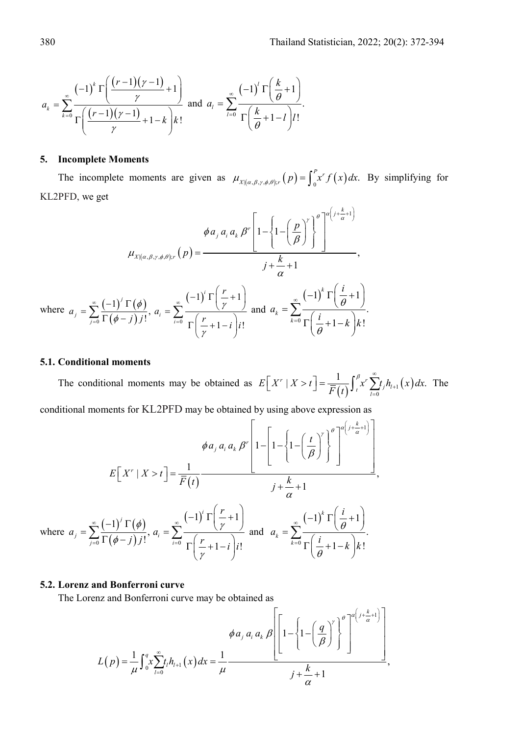$$a_k = \sum_{k=0}^{\infty} \frac{(-1)^k \Gamma\left(\frac{(r-1)(\gamma-1)}{\gamma}+1\right)}{\Gamma\left(\frac{(r-1)(\gamma-1)}{\gamma}+1-k\right)k!} \text{ and } a_l = \sum_{l=0}^{\infty} \frac{(-1)^l \Gamma\left(\frac{k}{\theta}+1\right)}{\Gamma\left(\frac{k}{\theta}+1-l\right)l!}.$$

## 5. Incomplete Moments

The incomplete moments are given as $\mu_{X|(\alpha,\beta,\gamma,\phi,\theta);r}(p) = \int_0^P x^r f(x)dx.$ By simplifying for KL2PFD, we get

$$\mu_{X|(\alpha,\beta,\gamma,\phi,\theta);r}(p) = \frac{\phi a_j a_i a_k \beta^r \left[1-\left\{1-\left(\frac{p}{\beta}\right)^{\gamma}\right\}^{\theta}\right]^{\alpha\left(j+\frac{k}{\alpha}+1\right)}}{j+\frac{k}{\alpha}+1},$$

where $a_j = \sum_{j=0}^{\infty} \frac{(-1)^j \Gamma(\phi)}{\Gamma(\phi-j)j!}$, $a_i = \sum_{i=0}^{\infty} \frac{(-1)^i \Gamma\left(\frac{r}{\gamma}+1\right)}{\Gamma\left(\frac{r}{\gamma}+1-i\right)i!}$ and $a_k = \sum_{k=0}^{\infty} \frac{(-1)^k \Gamma\left(\frac{i}{\theta}+1\right)}{\Gamma\left(\frac{i}{\theta}+1-k\right)k!}.$

### 5.1. Conditional moments

The conditional moments may be obtained as $E\left[X^r \mid X>t\right] = \frac{1}{\bar{F}(t)}\int_t^{\beta} x^r \sum_{l=0}^{\infty} t_j h_{l+1}(x)dx.$ The conditional moments for KL2PFD may be obtained by using above expression as

$$E\left[X^r \mid X>t\right] = \frac{1}{\bar{F}(t)} \frac{\phi a_j a_i a_k \beta^r \left[1-\left[1-\left\{1-\left(\frac{t}{\beta}\right)^{\gamma}\right\}^{\theta}\right]^{\alpha\left(j+\frac{k}{\alpha}+1\right)}\right]}{j+\frac{k}{\alpha}+1},$$

where $a_j = \sum_{j=0}^{\infty} \frac{(-1)^j \Gamma(\phi)}{\Gamma(\phi-j)j!}$, $a_i = \sum_{i=0}^{\infty} \frac{(-1)^i \Gamma\left(\frac{r}{\gamma}+1\right)}{\Gamma\left(\frac{r}{\gamma}+1-i\right)i!}$ and $a_k = \sum_{k=0}^{\infty} \frac{(-1)^k \Gamma\left(\frac{i}{\theta}+1\right)}{\Gamma\left(\frac{i}{\theta}+1-k\right)k!}.$

### 5.2. Lorenz and Bonferroni curve

The Lorenz and Bonferroni curve may be obtained as

$$L(p) = \frac{1}{\mu}\int_0^q x \sum_{l=0}^{\infty} t_l h_{l+1}(x)dx = \frac{1}{\mu} \frac{\phi a_j a_i a_k \beta \left[\left[1-\left\{1-\left(\frac{q}{\beta}\right)^{\gamma}\right\}^{\theta}\right]^{\alpha\left(j+\frac{k}{\alpha}+1\right)}\right]}{j+\frac{k}{\alpha}+1},$$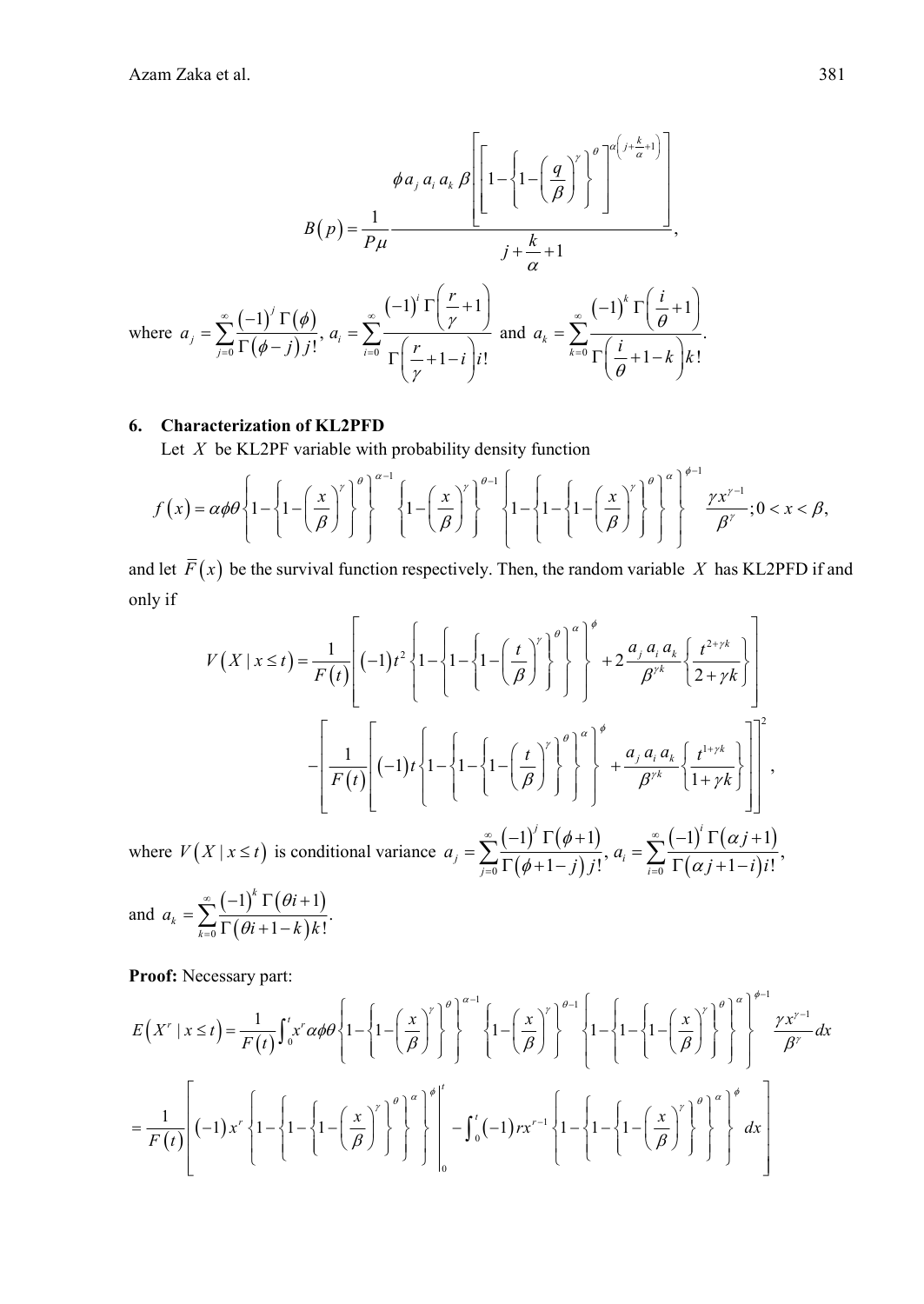$$B(p) = \frac{1}{P\mu} \frac{\phi a_j a_i a_k \beta \left[ \left[ 1 - \left\{ 1 - \left( \frac{q}{\beta} \right)^{\gamma} \right\}^{\theta} \right]^{\alpha\left(j + \frac{k}{\alpha} + 1\right)} \right]}{j + \frac{k}{\alpha} + 1},$$

where $a_j = \sum_{j=0}^{\infty} \frac{(-1)^j \Gamma(\phi)}{\Gamma(\phi - j) j!}$, $a_i = \sum_{i=0}^{\infty} \frac{(-1)^i \Gamma\left(\frac{r}{\gamma} + 1\right)}{\Gamma\left(\frac{r}{\gamma} + 1 - i\right) i!}$ and $a_k = \sum_{k=0}^{\infty} \frac{(-1)^k \Gamma\left(\frac{i}{\theta} + 1\right)}{\Gamma\left(\frac{i}{\theta} + 1 - k\right) k!}$.

## 6. Characterization of KL2PFD

Let $X$ be KL2PF variable with probability density function

$$f(x) = \alpha\phi\theta \left\{ 1 - \left\{ 1 - \left( \frac{x}{\beta} \right)^{\gamma} \right\}^{\theta} \right\}^{\alpha - 1} \left\{ 1 - \left( \frac{x}{\beta} \right)^{\gamma} \right\}^{\theta - 1} \left\{ 1 - \left\{ 1 - \left\{ 1 - \left( \frac{x}{\beta} \right)^{\gamma} \right\}^{\theta} \right\}^{\alpha} \right\}^{\phi - 1} \frac{\gamma x^{\gamma - 1}}{\beta^{\gamma}}; 0 < x < \beta,$$

and let $\bar{F}(x)$ be the survival function respectively. Then, the random variable $X$ has KL2PFD if and only if

$$V(X \mid x \le t) = \frac{1}{F(t)} \left[ (-1) t^2 \left\{ 1 - \left\{ 1 - \left\{ 1 - \left( \frac{t}{\beta} \right)^{\gamma} \right\}^{\theta} \right\}^{\alpha} \right\}^{\phi} + 2 \frac{a_j a_i a_k}{\beta^{\gamma k}} \left\{ \frac{t^{2 + \gamma k}}{2 + \gamma k} \right\} \right]$$

$$- \left[ \frac{1}{F(t)} \left[ (-1) t \left\{ 1 - \left\{ 1 - \left\{ 1 - \left( \frac{t}{\beta} \right)^{\gamma} \right\}^{\theta} \right\}^{\alpha} \right\}^{\phi} + \frac{a_j a_i a_k}{\beta^{\gamma k}} \left\{ \frac{t^{1 + \gamma k}}{1 + \gamma k} \right\} \right] \right]^2,$$

where $V(X \mid x \le t)$ is conditional variance $a_j = \sum_{j=0}^{\infty} \frac{(-1)^j \Gamma(\phi + 1)}{\Gamma(\phi + 1 - j) j!}$, $a_i = \sum_{i=0}^{\infty} \frac{(-1)^i \Gamma(\alpha j + 1)}{\Gamma(\alpha j + 1 - i) i!}$,

and $a_k = \sum_{k=0}^{\infty} \frac{(-1)^k \Gamma(\theta i + 1)}{\Gamma(\theta i + 1 - k) k!}$.

**Proof:** Necessary part:

$$E(X^r \mid x \le t) = \frac{1}{F(t)} \int_0^t x^r \alpha\phi\theta \left\{ 1 - \left\{ 1 - \left( \frac{x}{\beta} \right)^{\gamma} \right\}^{\theta} \right\}^{\alpha - 1} \left\{ 1 - \left( \frac{x}{\beta} \right)^{\gamma} \right\}^{\theta - 1} \left\{ 1 - \left\{ 1 - \left\{ 1 - \left( \frac{x}{\beta} \right)^{\gamma} \right\}^{\theta} \right\}^{\alpha} \right\}^{\phi - 1} \frac{\gamma x^{\gamma - 1}}{\beta^{\gamma}} dx$$

$$= \frac{1}{F(t)} \left[ (-1) x^r \left\{ 1 - \left\{ 1 - \left\{ 1 - \left( \frac{x}{\beta} \right)^{\gamma} \right\}^{\theta} \right\}^{\alpha} \right\}^{\phi} \Bigg|_0^t - \int_0^t (-1) r x^{r - 1} \left\{ 1 - \left\{ 1 - \left\{ 1 - \left( \frac{x}{\beta} \right)^{\gamma} \right\}^{\theta} \right\}^{\alpha} \right\}^{\phi} dx \right]$$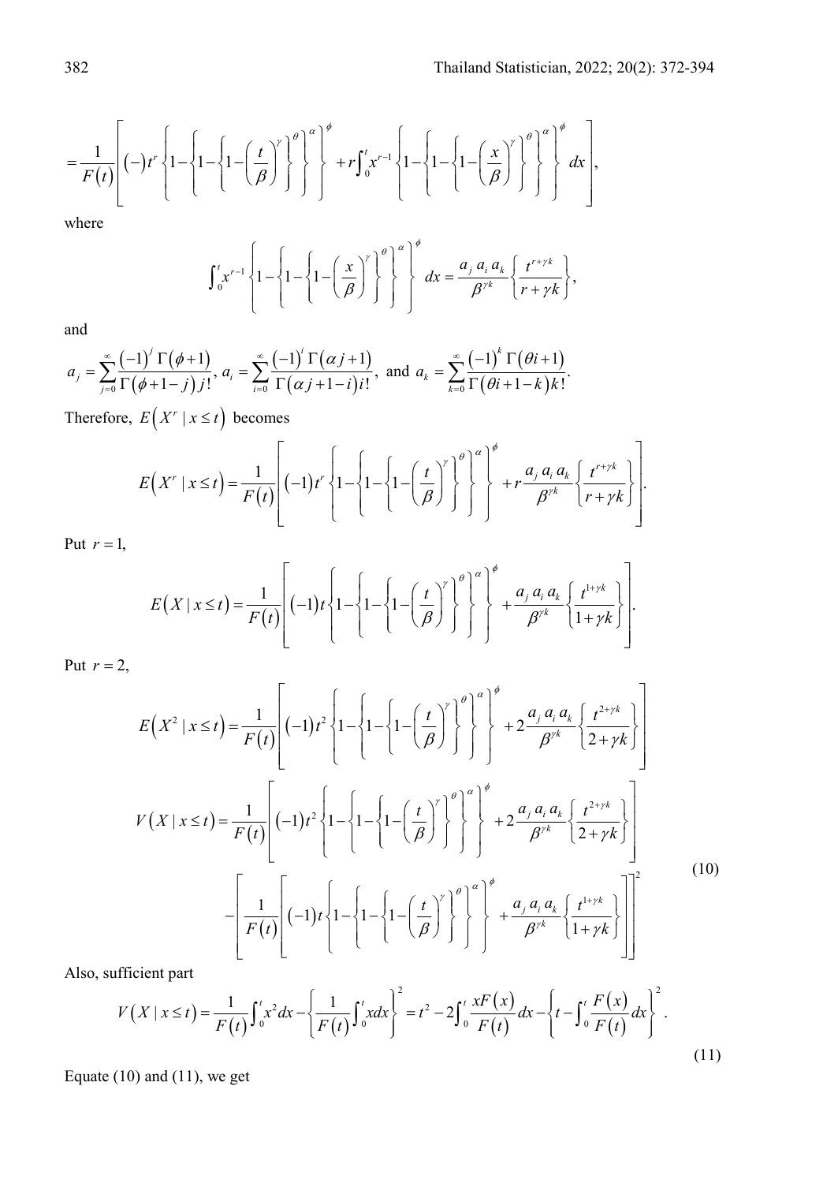$$= \frac{1}{F(t)}\left[(-)t^r\left\{1-\left\{1-\left\{1-\left(\frac{t}{\beta}\right)^{\gamma}\right\}^{\theta}\right\}^{\alpha}\right\}^{\phi} + r\int_0^t x^{r-1}\left\{1-\left\{1-\left\{1-\left(\frac{x}{\beta}\right)^{\gamma}\right\}^{\theta}\right\}^{\alpha}\right\}^{\phi} dx\right],$$

where

$$\int_0^t x^{r-1}\left\{1-\left\{1-\left\{1-\left(\frac{x}{\beta}\right)^{\gamma}\right\}^{\theta}\right\}^{\alpha}\right\}^{\phi} dx = \frac{a_j\, a_i\, a_k}{\beta^{\gamma k}}\left\{\frac{t^{r+\gamma k}}{r+\gamma k}\right\},$$

and

$$a_j = \sum_{j=0}^{\infty}\frac{(-1)^j\,\Gamma(\phi+1)}{\Gamma(\phi+1-j)\,j!},\; a_i = \sum_{i=0}^{\infty}\frac{(-1)^i\,\Gamma(\alpha j+1)}{\Gamma(\alpha j+1-i)\,i!},\; \text{and } a_k = \sum_{k=0}^{\infty}\frac{(-1)^k\,\Gamma(\theta i+1)}{\Gamma(\theta i+1-k)\,k!}.$$

Therefore, $E\left(X^r \mid x\le t\right)$ becomes

$$E\left(X^r \mid x\le t\right) = \frac{1}{F(t)}\left[(-1)t^r\left\{1-\left\{1-\left\{1-\left(\frac{t}{\beta}\right)^{\gamma}\right\}^{\theta}\right\}^{\alpha}\right\}^{\phi} + r\frac{a_j\, a_i\, a_k}{\beta^{\gamma k}}\left\{\frac{t^{r+\gamma k}}{r+\gamma k}\right\}\right].$$

Put $r=1$,

$$E\left(X \mid x\le t\right) = \frac{1}{F(t)}\left[(-1)t\left\{1-\left\{1-\left\{1-\left(\frac{t}{\beta}\right)^{\gamma}\right\}^{\theta}\right\}^{\alpha}\right\}^{\phi} + \frac{a_j\, a_i\, a_k}{\beta^{\gamma k}}\left\{\frac{t^{1+\gamma k}}{1+\gamma k}\right\}\right].$$

Put $r=2$,

$$E\left(X^2 \mid x\le t\right) = \frac{1}{F(t)}\left[(-1)t^2\left\{1-\left\{1-\left\{1-\left(\frac{t}{\beta}\right)^{\gamma}\right\}^{\theta}\right\}^{\alpha}\right\}^{\phi} + 2\frac{a_j\, a_i\, a_k}{\beta^{\gamma k}}\left\{\frac{t^{2+\gamma k}}{2+\gamma k}\right\}\right]$$

$$\begin{aligned} V\left(X \mid x\le t\right) = {} & \frac{1}{F(t)}\left[(-1)t^2\left\{1-\left\{1-\left\{1-\left(\frac{t}{\beta}\right)^{\gamma}\right\}^{\theta}\right\}^{\alpha}\right\}^{\phi} + 2\frac{a_j\, a_i\, a_k}{\beta^{\gamma k}}\left\{\frac{t^{2+\gamma k}}{2+\gamma k}\right\}\right] \\ & - \left[\frac{1}{F(t)}\left[(-1)t\left\{1-\left\{1-\left\{1-\left(\frac{t}{\beta}\right)^{\gamma}\right\}^{\theta}\right\}^{\alpha}\right\}^{\phi} + \frac{a_j\, a_i\, a_k}{\beta^{\gamma k}}\left\{\frac{t^{1+\gamma k}}{1+\gamma k}\right\}\right]\right]^2 \end{aligned} \tag{10}$$

Also, sufficient part

$$V\left(X \mid x\le t\right) = \frac{1}{F(t)}\int_0^t x^2 dx - \left\{\frac{1}{F(t)}\int_0^t x dx\right\}^2 = t^2 - 2\int_0^t \frac{xF(x)}{F(t)}dx - \left\{t - \int_0^t \frac{F(x)}{F(t)}dx\right\}^2. \tag{11}$$

Equate (10) and (11), we get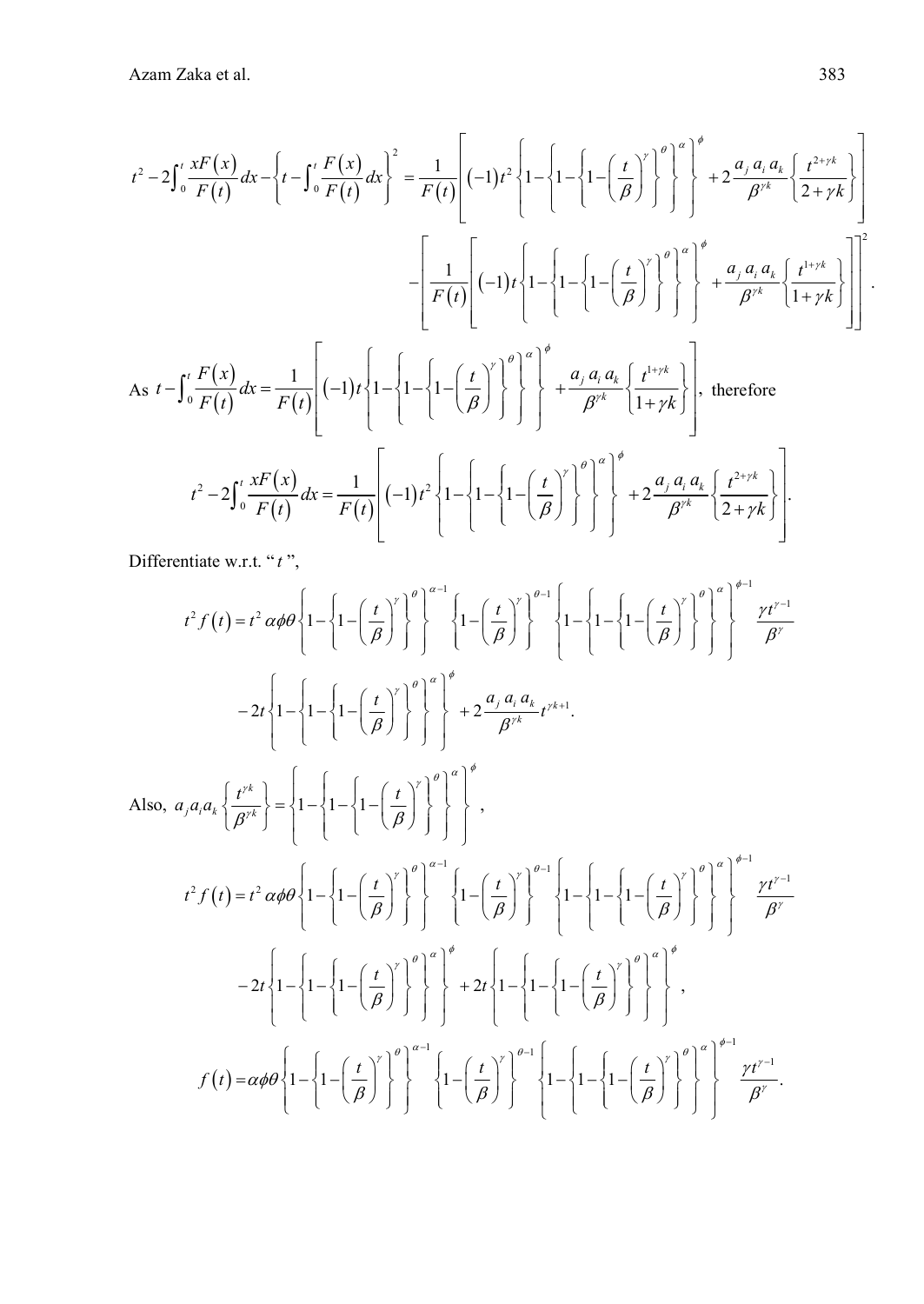$$t^2 - 2\int_0^t \frac{xF(x)}{F(t)}dx - \left\{t - \int_0^t \frac{F(x)}{F(t)}dx\right\}^2 = \frac{1}{F(t)}\left[(-1)t^2\left\{1-\left\{1-\left\{1-\left(\frac{t}{\beta}\right)^{\gamma}\right\}^{\theta}\right\}^{\alpha}\right\}^{\phi} + 2\frac{a_j\, a_i\, a_k}{\beta^{\gamma k}}\left\{\frac{t^{2+\gamma k}}{2+\gamma k}\right\}\right]$$

$$-\left[\frac{1}{F(t)}\left[(-1)t\left\{1-\left\{1-\left\{1-\left(\frac{t}{\beta}\right)^{\gamma}\right\}^{\theta}\right\}^{\alpha}\right\}^{\phi} + \frac{a_j\, a_i\, a_k}{\beta^{\gamma k}}\left\{\frac{t^{1+\gamma k}}{1+\gamma k}\right\}\right]\right]^2.$$

As $t - \int_0^t \frac{F(x)}{F(t)}dx = \frac{1}{F(t)}\left[(-1)t\left\{1-\left\{1-\left\{1-\left(\frac{t}{\beta}\right)^{\gamma}\right\}^{\theta}\right\}^{\alpha}\right\}^{\phi} + \frac{a_j\, a_i\, a_k}{\beta^{\gamma k}}\left\{\frac{t^{1+\gamma k}}{1+\gamma k}\right\}\right]$, therefore

$$t^2 - 2\int_0^t \frac{xF(x)}{F(t)}dx = \frac{1}{F(t)}\left[(-1)t^2\left\{1-\left\{1-\left\{1-\left(\frac{t}{\beta}\right)^{\gamma}\right\}^{\theta}\right\}^{\alpha}\right\}^{\phi} + 2\frac{a_j\, a_i\, a_k}{\beta^{\gamma k}}\left\{\frac{t^{2+\gamma k}}{2+\gamma k}\right\}\right].$$

Differentiate w.r.t. "$t$",

$$t^2 f(t) = t^2\,\alpha\phi\theta\left\{1-\left\{1-\left(\frac{t}{\beta}\right)^{\gamma}\right\}^{\theta}\right\}^{\alpha-1}\left\{1-\left(\frac{t}{\beta}\right)^{\gamma}\right\}^{\theta-1}\left\{1-\left\{1-\left\{1-\left(\frac{t}{\beta}\right)^{\gamma}\right\}^{\theta}\right\}^{\alpha}\right\}^{\phi-1}\frac{\gamma t^{\gamma-1}}{\beta^{\gamma}}$$

$$-2t\left\{1-\left\{1-\left\{1-\left(\frac{t}{\beta}\right)^{\gamma}\right\}^{\theta}\right\}^{\alpha}\right\}^{\phi} + 2\frac{a_j\, a_i\, a_k}{\beta^{\gamma k}}t^{\gamma k+1}.$$

Also, $a_j a_i a_k\left\{\frac{t^{\gamma k}}{\beta^{\gamma k}}\right\} = \left\{1-\left\{1-\left\{1-\left(\frac{t}{\beta}\right)^{\gamma}\right\}^{\theta}\right\}^{\alpha}\right\}^{\phi}$,

$$t^2 f(t) = t^2\,\alpha\phi\theta\left\{1-\left\{1-\left(\frac{t}{\beta}\right)^{\gamma}\right\}^{\theta}\right\}^{\alpha-1}\left\{1-\left(\frac{t}{\beta}\right)^{\gamma}\right\}^{\theta-1}\left\{1-\left\{1-\left\{1-\left(\frac{t}{\beta}\right)^{\gamma}\right\}^{\theta}\right\}^{\alpha}\right\}^{\phi-1}\frac{\gamma t^{\gamma-1}}{\beta^{\gamma}}$$

$$-2t\left\{1-\left\{1-\left\{1-\left(\frac{t}{\beta}\right)^{\gamma}\right\}^{\theta}\right\}^{\alpha}\right\}^{\phi} + 2t\left\{1-\left\{1-\left\{1-\left(\frac{t}{\beta}\right)^{\gamma}\right\}^{\theta}\right\}^{\alpha}\right\}^{\phi},$$

$$f(t) = \alpha\phi\theta\left\{1-\left\{1-\left(\frac{t}{\beta}\right)^{\gamma}\right\}^{\theta}\right\}^{\alpha-1}\left\{1-\left(\frac{t}{\beta}\right)^{\gamma}\right\}^{\theta-1}\left\{1-\left\{1-\left\{1-\left(\frac{t}{\beta}\right)^{\gamma}\right\}^{\theta}\right\}^{\alpha}\right\}^{\phi-1}\frac{\gamma t^{\gamma-1}}{\beta^{\gamma}}.$$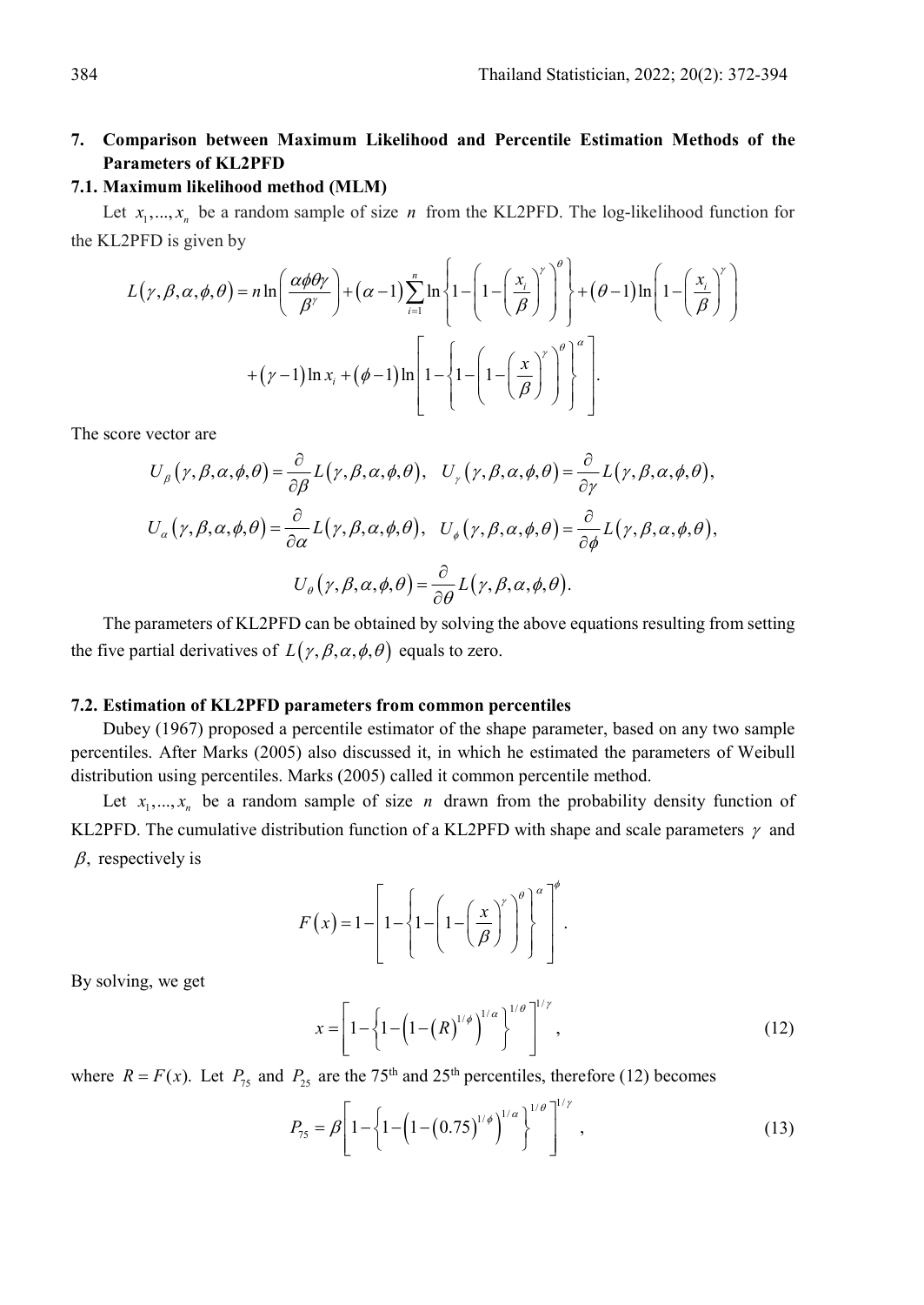## 7. Comparison between Maximum Likelihood and Percentile Estimation Methods of the Parameters of KL2PFD

### 7.1. Maximum likelihood method (MLM)

Let $x_1,...,x_n$ be a random sample of size $n$ from the KL2PFD. The log-likelihood function for the KL2PFD is given by

$$L(\gamma,\beta,\alpha,\phi,\theta) = n\ln\left(\frac{\alpha\phi\theta\gamma}{\beta^{\gamma}}\right) + (\alpha-1)\sum_{i=1}^{n}\ln\left\{1-\left(1-\left(\frac{x_i}{\beta}\right)^{\gamma}\right)^{\theta}\right\} + (\theta-1)\ln\left(1-\left(\frac{x_i}{\beta}\right)^{\gamma}\right)$$

$$+(\gamma-1)\ln x_i + (\phi-1)\ln\left[1-\left\{1-\left(1-\left(\frac{x}{\beta}\right)^{\gamma}\right)^{\theta}\right\}^{\alpha}\right].$$

The score vector are

$$U_{\beta}(\gamma,\beta,\alpha,\phi,\theta) = \frac{\partial}{\partial\beta}L(\gamma,\beta,\alpha,\phi,\theta), \quad U_{\gamma}(\gamma,\beta,\alpha,\phi,\theta) = \frac{\partial}{\partial\gamma}L(\gamma,\beta,\alpha,\phi,\theta),$$

$$U_{\alpha}(\gamma,\beta,\alpha,\phi,\theta) = \frac{\partial}{\partial\alpha}L(\gamma,\beta,\alpha,\phi,\theta), \quad U_{\phi}(\gamma,\beta,\alpha,\phi,\theta) = \frac{\partial}{\partial\phi}L(\gamma,\beta,\alpha,\phi,\theta),$$

$$U_{\theta}(\gamma,\beta,\alpha,\phi,\theta) = \frac{\partial}{\partial\theta}L(\gamma,\beta,\alpha,\phi,\theta).$$

The parameters of KL2PFD can be obtained by solving the above equations resulting from setting the five partial derivatives of $L(\gamma,\beta,\alpha,\phi,\theta)$ equals to zero.

### 7.2. Estimation of KL2PFD parameters from common percentiles

Dubey (1967) proposed a percentile estimator of the shape parameter, based on any two sample percentiles. After Marks (2005) also discussed it, in which he estimated the parameters of Weibull distribution using percentiles. Marks (2005) called it common percentile method.

Let $x_1,...,x_n$ be a random sample of size $n$ drawn from the probability density function of KL2PFD. The cumulative distribution function of a KL2PFD with shape and scale parameters $\gamma$ and $\beta$, respectively is

$$F(x) = 1-\left[1-\left\{1-\left(1-\left(\frac{x}{\beta}\right)^{\gamma}\right)^{\theta}\right\}^{\alpha}\right]^{\phi}.$$

By solving, we get

$$x = \left[1-\left\{1-\left(1-(R)^{1/\phi}\right)^{1/\alpha}\right\}^{1/\theta}\right]^{1/\gamma}, \tag{12}$$

where $R = F(x)$. Let $P_{75}$ and $P_{25}$ are the 75th and 25th percentiles, therefore (12) becomes

$$P_{75} = \beta\left[1-\left\{1-\left(1-(0.75)^{1/\phi}\right)^{1/\alpha}\right\}^{1/\theta}\right]^{1/\gamma}, \tag{13}$$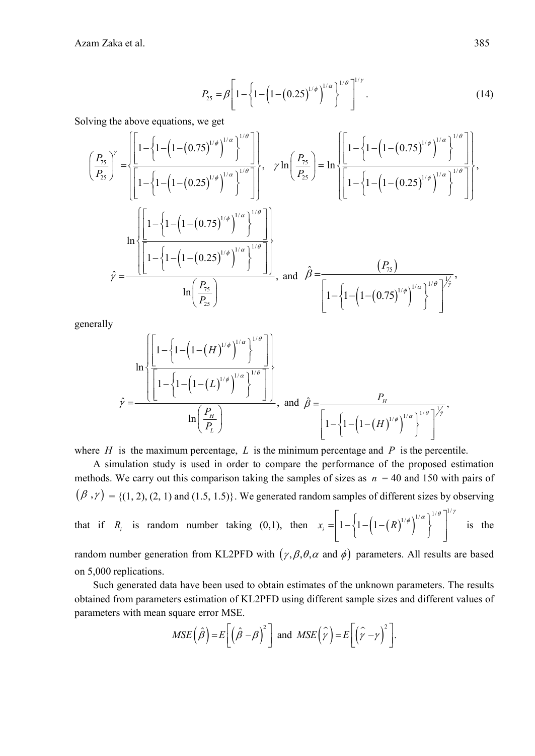$$P_{25} = \beta\left[1-\left\{1-\left(1-\left(0.25\right)^{1/\phi}\right)^{1/\alpha}\right\}^{1/\theta}\right]^{1/\gamma}. \tag{14}$$

Solving the above equations, we get

$$\left(\frac{P_{75}}{P_{25}}\right)^{\gamma} = \left\{\frac{\left[1-\left\{1-\left(1-\left(0.75\right)^{1/\phi}\right)^{1/\alpha}\right\}^{1/\theta}\right]}{\left[1-\left\{1-\left(1-\left(0.25\right)^{1/\phi}\right)^{1/\alpha}\right\}^{1/\theta}\right]}\right\}, \quad \gamma \ln\left(\frac{P_{75}}{P_{25}}\right) = \ln\left\{\frac{\left[1-\left\{1-\left(1-\left(0.75\right)^{1/\phi}\right)^{1/\alpha}\right\}^{1/\theta}\right]}{\left[1-\left\{1-\left(1-\left(0.25\right)^{1/\phi}\right)^{1/\alpha}\right\}^{1/\theta}\right]}\right\},$$

$$\hat{\gamma} = \frac{\ln\left\{\frac{\left[1-\left\{1-\left(1-\left(0.75\right)^{1/\phi}\right)^{1/\alpha}\right\}^{1/\theta}\right]}{\left[1-\left\{1-\left(1-\left(0.25\right)^{1/\phi}\right)^{1/\alpha}\right\}^{1/\theta}\right]}\right\}}{\ln\left(\frac{P_{75}}{P_{25}}\right)}, \text{ and } \hat{\beta} = \frac{\left(P_{75}\right)}{\left[1-\left\{1-\left(1-\left(0.75\right)^{1/\phi}\right)^{1/\alpha}\right\}^{1/\theta}\right]^{1/\hat{\gamma}}},$$

generally

$$\hat{\gamma} = \frac{\ln\left\{\frac{\left[1-\left\{1-\left(1-\left(H\right)^{1/\phi}\right)^{1/\alpha}\right\}^{1/\theta}\right]}{\left[1-\left\{1-\left(1-\left(L\right)^{1/\phi}\right)^{1/\alpha}\right\}^{1/\theta}\right]}\right\}}{\ln\left(\frac{P_H}{P_L}\right)}, \text{ and } \hat{\beta} = \frac{P_H}{\left[1-\left\{1-\left(1-\left(H\right)^{1/\phi}\right)^{1/\alpha}\right\}^{1/\theta}\right]^{1/\hat{\gamma}}},$$

where $H$ is the maximum percentage, $L$ is the minimum percentage and $P$ is the percentile.

A simulation study is used in order to compare the performance of the proposed estimation methods. We carry out this comparison taking the samples of sizes as $n$ = 40 and 150 with pairs of $(\beta, \gamma)$ = {(1, 2), (2, 1) and (1.5, 1.5)}. We generated random samples of different sizes by observing that if $R_i$ is random number taking (0,1), then $x_i = \left[1-\left\{1-\left(1-\left(R\right)^{1/\phi}\right)^{1/\alpha}\right\}^{1/\theta}\right]^{1/\gamma}$ is the random number generation from KL2PFD with $(\gamma, \beta, \theta, \alpha$ and $\phi)$ parameters. All results are based on 5,000 replications.

Such generated data have been used to obtain estimates of the unknown parameters. The results obtained from parameters estimation of KL2PFD using different sample sizes and different values of parameters with mean square error MSE.

$$MSE\left(\hat{\beta}\right) = E\left[\left(\hat{\beta}-\beta\right)^2\right] \text{ and } MSE\left(\hat{\gamma}\right) = E\left[\left(\hat{\gamma}-\gamma\right)^2\right].$$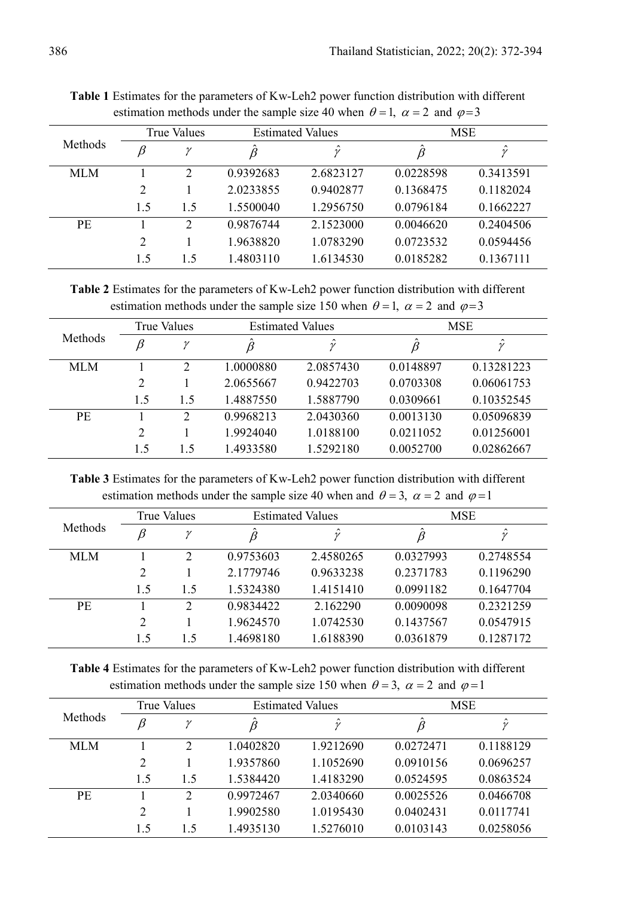**Table 1** Estimates for the parameters of Kw-Leh2 power function distribution with different estimation methods under the sample size 40 when $\theta = 1$, $\alpha = 2$ and $\varphi = 3$

| Methods | True Values | | Estimated Values | | MSE | |
|---|---|---|---|---|---|---|
| | $\beta$ | $\gamma$ | $\hat{\beta}$ | $\hat{\gamma}$ | $\hat{\beta}$ | $\hat{\gamma}$ |
| MLM | 1 | 2 | 0.9392683 | 2.6823127 | 0.0228598 | 0.3413591 |
| | 2 | 1 | 2.0233855 | 0.9402877 | 0.1368475 | 0.1182024 |
| | 1.5 | 1.5 | 1.5500040 | 1.2956750 | 0.0796184 | 0.1662227 |
| PE | 1 | 2 | 0.9876744 | 2.1523000 | 0.0046620 | 0.2404506 |
| | 2 | 1 | 1.9638820 | 1.0783290 | 0.0723532 | 0.0594456 |
| | 1.5 | 1.5 | 1.4803110 | 1.6134530 | 0.0185282 | 0.1367111 |

**Table 2** Estimates for the parameters of Kw-Leh2 power function distribution with different estimation methods under the sample size 150 when $\theta = 1$, $\alpha = 2$ and $\varphi = 3$

| Methods | True Values | | Estimated Values | | MSE | |
|---|---|---|---|---|---|---|
| | $\beta$ | $\gamma$ | $\hat{\beta}$ | $\hat{\gamma}$ | $\hat{\beta}$ | $\hat{\gamma}$ |
| MLM | 1 | 2 | 1.0000880 | 2.0857430 | 0.0148897 | 0.13281223 |
| | 2 | 1 | 2.0655667 | 0.9422703 | 0.0703308 | 0.06061753 |
| | 1.5 | 1.5 | 1.4887550 | 1.5887790 | 0.0309661 | 0.10352545 |
| PE | 1 | 2 | 0.9968213 | 2.0430360 | 0.0013130 | 0.05096839 |
| | 2 | 1 | 1.9924040 | 1.0188100 | 0.0211052 | 0.01256001 |
| | 1.5 | 1.5 | 1.4933580 | 1.5292180 | 0.0052700 | 0.02862667 |

**Table 3** Estimates for the parameters of Kw-Leh2 power function distribution with different estimation methods under the sample size 40 when and $\theta = 3$, $\alpha = 2$ and $\varphi = 1$

| Methods | True Values | | Estimated Values | | MSE | |
|---|---|---|---|---|---|---|
| | $\beta$ | $\gamma$ | $\hat{\beta}$ | $\hat{\gamma}$ | $\hat{\beta}$ | $\hat{\gamma}$ |
| MLM | 1 | 2 | 0.9753603 | 2.4580265 | 0.0327993 | 0.2748554 |
| | 2 | 1 | 2.1779746 | 0.9633238 | 0.2371783 | 0.1196290 |
| | 1.5 | 1.5 | 1.5324380 | 1.4151410 | 0.0991182 | 0.1647704 |
| PE | 1 | 2 | 0.9834422 | 2.162290 | 0.0090098 | 0.2321259 |
| | 2 | 1 | 1.9624570 | 1.0742530 | 0.1437567 | 0.0547915 |
| | 1.5 | 1.5 | 1.4698180 | 1.6188390 | 0.0361879 | 0.1287172 |

**Table 4** Estimates for the parameters of Kw-Leh2 power function distribution with different estimation methods under the sample size 150 when $\theta = 3$, $\alpha = 2$ and $\varphi = 1$

| Methods | True Values | | Estimated Values | | MSE | |
|---|---|---|---|---|---|---|
| | $\beta$ | $\gamma$ | $\hat{\beta}$ | $\hat{\gamma}$ | $\hat{\beta}$ | $\hat{\gamma}$ |
| MLM | 1 | 2 | 1.0402820 | 1.9212690 | 0.0272471 | 0.1188129 |
| | 2 | 1 | 1.9357860 | 1.1052690 | 0.0910156 | 0.0696257 |
| | 1.5 | 1.5 | 1.5384420 | 1.4183290 | 0.0524595 | 0.0863524 |
| PE | 1 | 2 | 0.9972467 | 2.0340660 | 0.0025526 | 0.0466708 |
| | 2 | 1 | 1.9902580 | 1.0195430 | 0.0402431 | 0.0117741 |
| | 1.5 | 1.5 | 1.4935130 | 1.5276010 | 0.0103143 | 0.0258056 |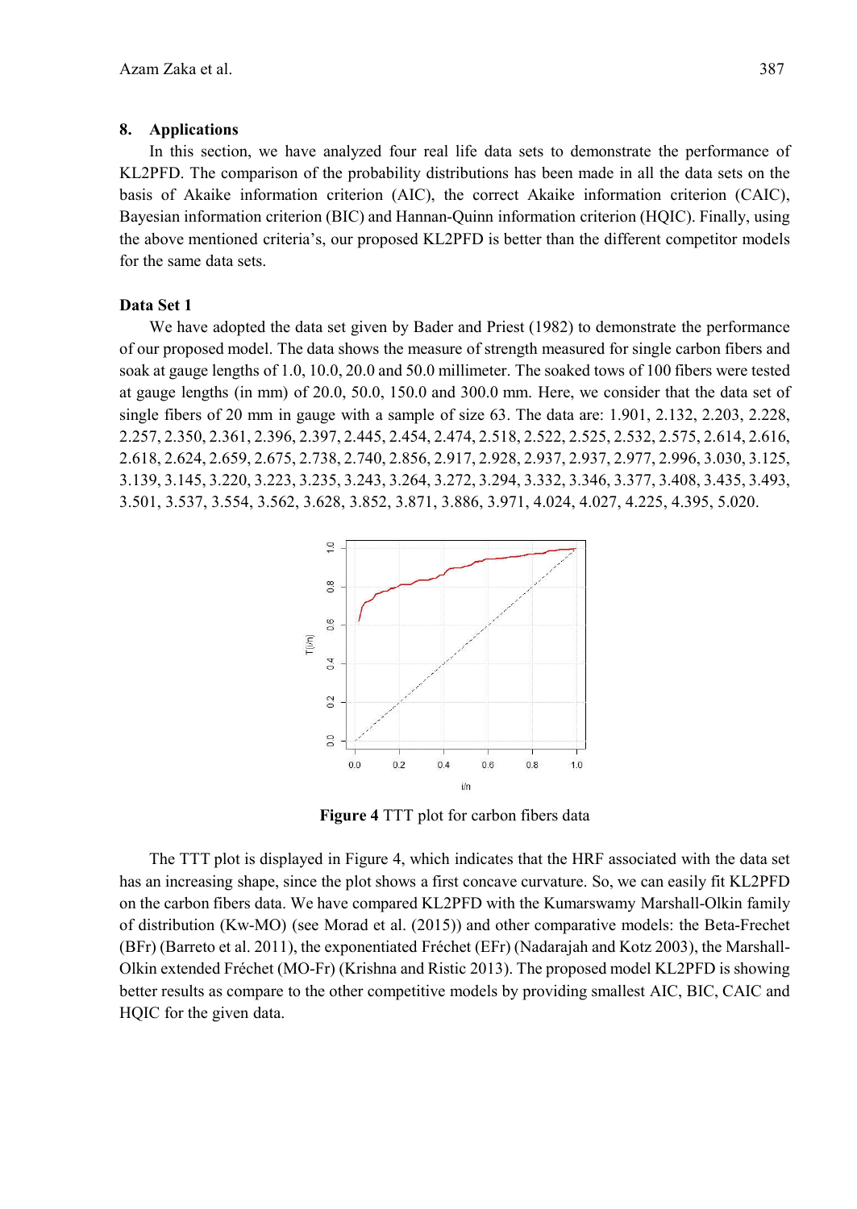## 8. Applications

In this section, we have analyzed four real life data sets to demonstrate the performance of KL2PFD. The comparison of the probability distributions has been made in all the data sets on the basis of Akaike information criterion (AIC), the correct Akaike information criterion (CAIC), Bayesian information criterion (BIC) and Hannan-Quinn information criterion (HQIC). Finally, using the above mentioned criteria's, our proposed KL2PFD is better than the different competitor models for the same data sets.

### Data Set 1

We have adopted the data set given by Bader and Priest (1982) to demonstrate the performance of our proposed model. The data shows the measure of strength measured for single carbon fibers and soak at gauge lengths of 1.0, 10.0, 20.0 and 50.0 millimeter. The soaked tows of 100 fibers were tested at gauge lengths (in mm) of 20.0, 50.0, 150.0 and 300.0 mm. Here, we consider that the data set of single fibers of 20 mm in gauge with a sample of size 63. The data are: 1.901, 2.132, 2.203, 2.228, 2.257, 2.350, 2.361, 2.396, 2.397, 2.445, 2.454, 2.474, 2.518, 2.522, 2.525, 2.532, 2.575, 2.614, 2.616, 2.618, 2.624, 2.659, 2.675, 2.738, 2.740, 2.856, 2.917, 2.928, 2.937, 2.937, 2.977, 2.996, 3.030, 3.125, 3.139, 3.145, 3.220, 3.223, 3.235, 3.243, 3.264, 3.272, 3.294, 3.332, 3.346, 3.377, 3.408, 3.435, 3.493, 3.501, 3.537, 3.554, 3.562, 3.628, 3.852, 3.871, 3.886, 3.971, 4.024, 4.027, 4.225, 4.395, 5.020.

**Figure 4** TTT plot for carbon fibers data

The TTT plot is displayed in Figure 4, which indicates that the HRF associated with the data set has an increasing shape, since the plot shows a first concave curvature. So, we can easily fit KL2PFD on the carbon fibers data. We have compared KL2PFD with the Kumarswamy Marshall-Olkin family of distribution (Kw-MO) (see Morad et al. (2015)) and other comparative models: the Beta-Frechet (BFr) (Barreto et al. 2011), the exponentiated Fréchet (EFr) (Nadarajah and Kotz 2003), the Marshall-Olkin extended Fréchet (MO-Fr) (Krishna and Ristic 2013). The proposed model KL2PFD is showing better results as compare to the other competitive models by providing smallest AIC, BIC, CAIC and HQIC for the given data.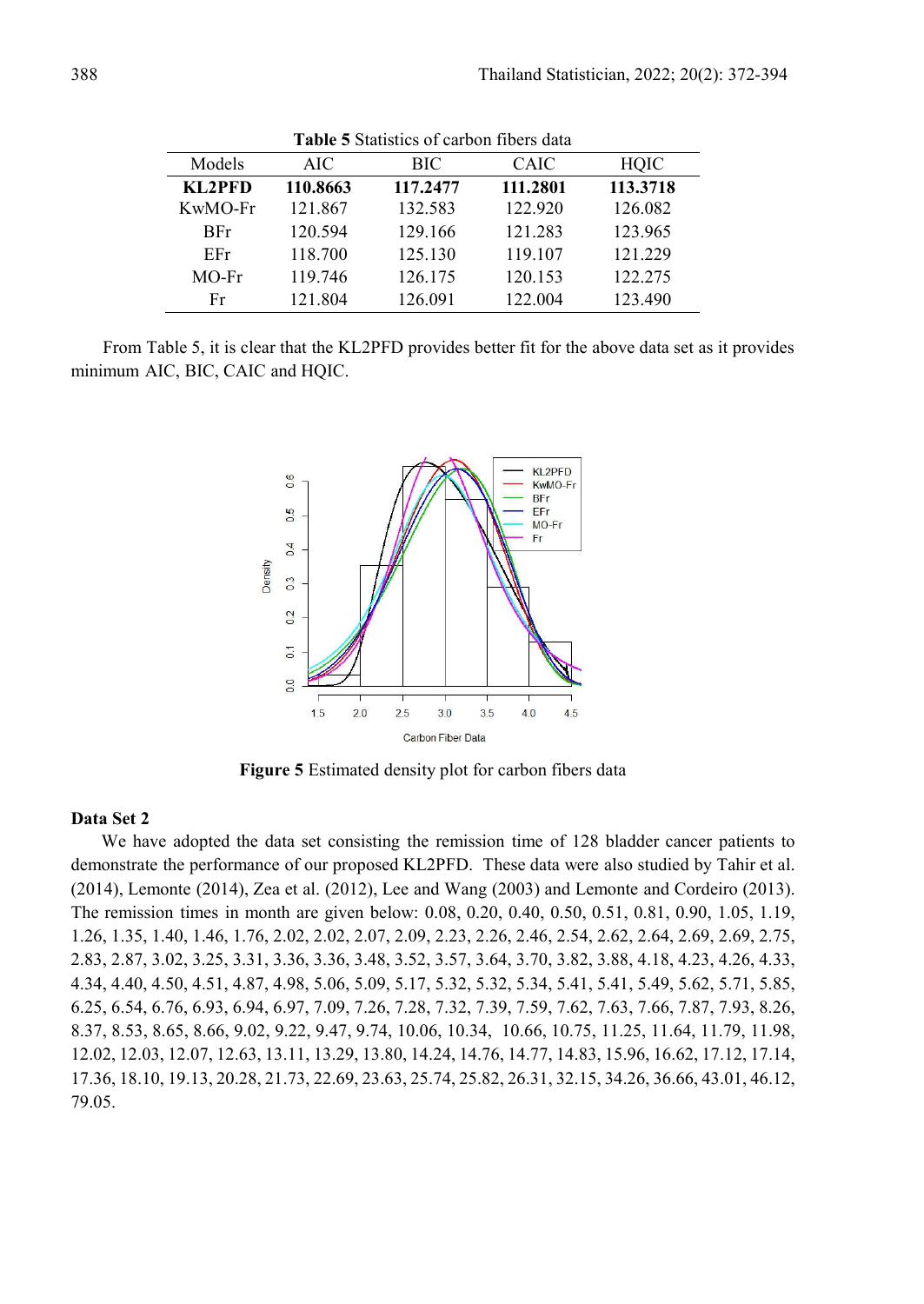**Table 5** Statistics of carbon fibers data

| Models | AIC | BIC | CAIC | HQIC |
|---|---|---|---|---|
| **KL2PFD** | **110.8663** | **117.2477** | **111.2801** | **113.3718** |
| KwMO-Fr | 121.867 | 132.583 | 122.920 | 126.082 |
| BFr | 120.594 | 129.166 | 121.283 | 123.965 |
| EFr | 118.700 | 125.130 | 119.107 | 121.229 |
| MO-Fr | 119.746 | 126.175 | 120.153 | 122.275 |
| Fr | 121.804 | 126.091 | 122.004 | 123.490 |

From Table 5, it is clear that the KL2PFD provides better fit for the above data set as it provides minimum AIC, BIC, CAIC and HQIC.

**Figure 5** Estimated density plot for carbon fibers data

**Data Set 2**

We have adopted the data set consisting the remission time of 128 bladder cancer patients to demonstrate the performance of our proposed KL2PFD. These data were also studied by Tahir et al. (2014), Lemonte (2014), Zea et al. (2012), Lee and Wang (2003) and Lemonte and Cordeiro (2013). The remission times in month are given below: 0.08, 0.20, 0.40, 0.50, 0.51, 0.81, 0.90, 1.05, 1.19, 1.26, 1.35, 1.40, 1.46, 1.76, 2.02, 2.02, 2.07, 2.09, 2.23, 2.26, 2.46, 2.54, 2.62, 2.64, 2.69, 2.69, 2.75, 2.83, 2.87, 3.02, 3.25, 3.31, 3.36, 3.36, 3.48, 3.52, 3.57, 3.64, 3.70, 3.82, 3.88, 4.18, 4.23, 4.26, 4.33, 4.34, 4.40, 4.50, 4.51, 4.87, 4.98, 5.06, 5.09, 5.17, 5.32, 5.32, 5.34, 5.41, 5.41, 5.49, 5.62, 5.71, 5.85, 6.25, 6.54, 6.76, 6.93, 6.94, 6.97, 7.09, 7.26, 7.28, 7.32, 7.39, 7.59, 7.62, 7.63, 7.66, 7.87, 7.93, 8.26, 8.37, 8.53, 8.65, 8.66, 9.02, 9.22, 9.47, 9.74, 10.06, 10.34, 10.66, 10.75, 11.25, 11.64, 11.79, 11.98, 12.02, 12.03, 12.07, 12.63, 13.11, 13.29, 13.80, 14.24, 14.76, 14.77, 14.83, 15.96, 16.62, 17.12, 17.14, 17.36, 18.10, 19.13, 20.28, 21.73, 22.69, 23.63, 25.74, 25.82, 26.31, 32.15, 34.26, 36.66, 43.01, 46.12, 79.05.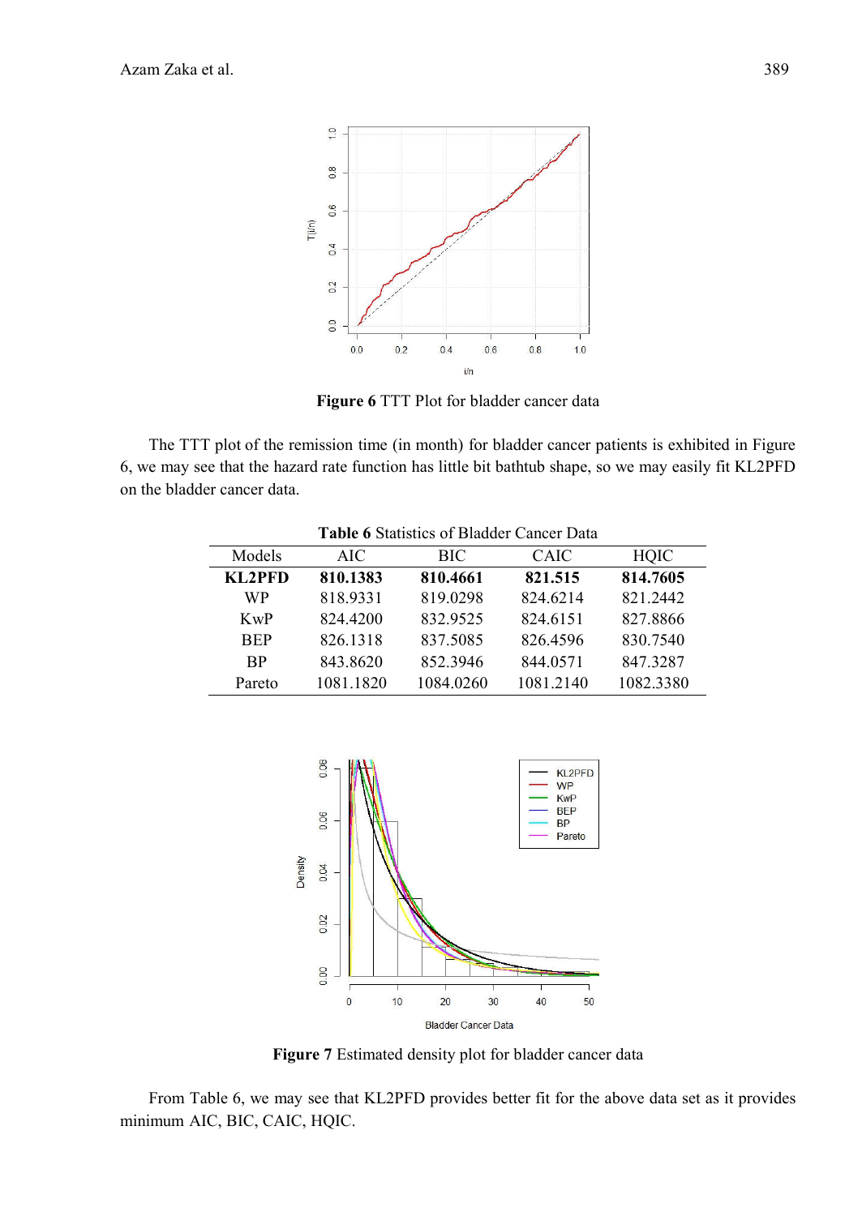**Figure 6** TTT Plot for bladder cancer data

The TTT plot of the remission time (in month) for bladder cancer patients is exhibited in Figure 6, we may see that the hazard rate function has little bit bathtub shape, so we may easily fit KL2PFD on the bladder cancer data.

**Table 6** Statistics of Bladder Cancer Data

| Models | AIC | BIC | CAIC | HQIC |
|---|---|---|---|---|
| **KL2PFD** | **810.1383** | **810.4661** | **821.515** | **814.7605** |
| WP | 818.9331 | 819.0298 | 824.6214 | 821.2442 |
| KwP | 824.4200 | 832.9525 | 824.6151 | 827.8866 |
| BEP | 826.1318 | 837.5085 | 826.4596 | 830.7540 |
| BP | 843.8620 | 852.3946 | 844.0571 | 847.3287 |
| Pareto | 1081.1820 | 1084.0260 | 1081.2140 | 1082.3380 |

**Figure 7** Estimated density plot for bladder cancer data

From Table 6, we may see that KL2PFD provides better fit for the above data set as it provides minimum AIC, BIC, CAIC, HQIC.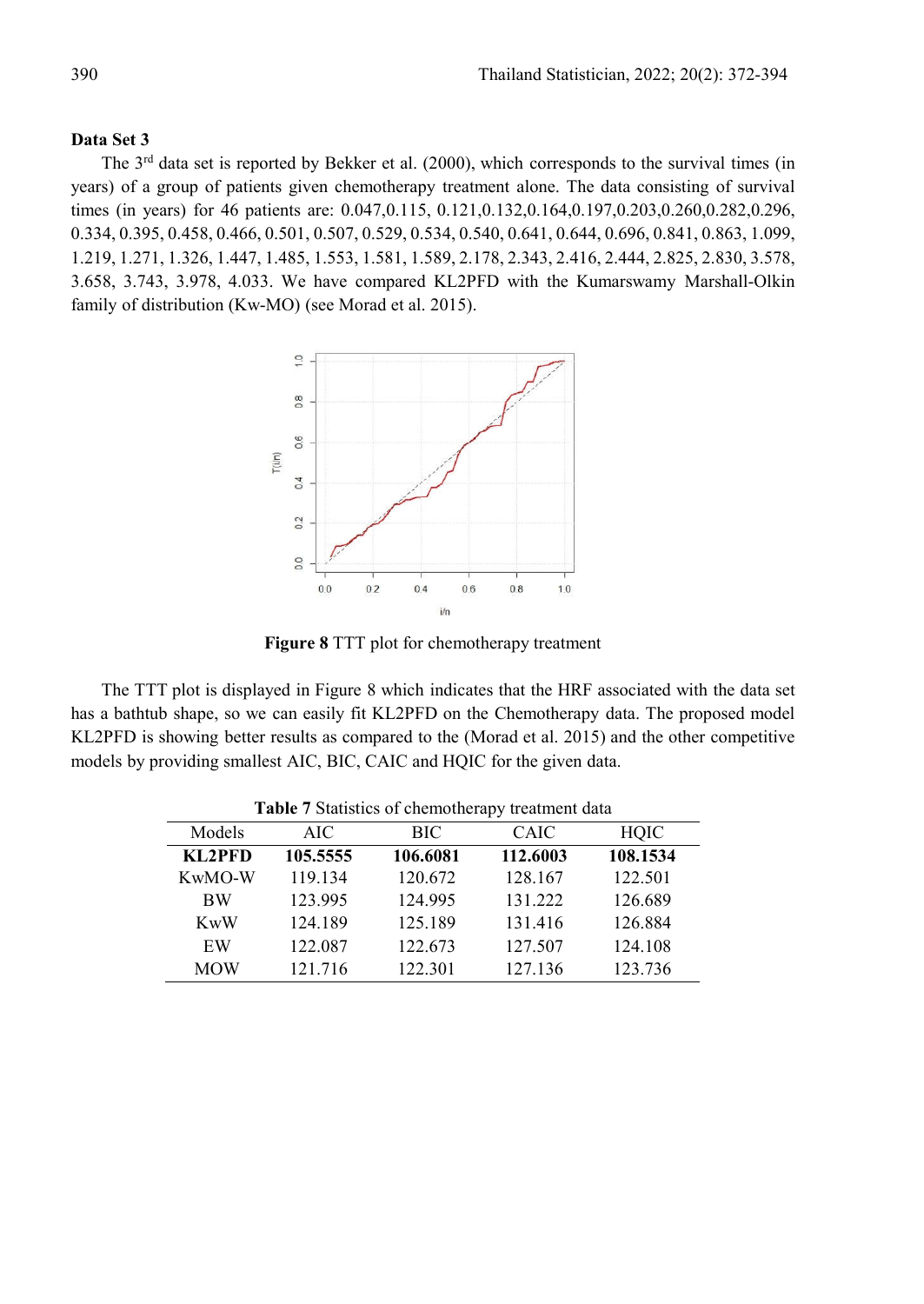**Data Set 3**

The 3rd data set is reported by Bekker et al. (2000), which corresponds to the survival times (in years) of a group of patients given chemotherapy treatment alone. The data consisting of survival times (in years) for 46 patients are: 0.047,0.115, 0.121,0.132,0.164,0.197,0.203,0.260,0.282,0.296, 0.334, 0.395, 0.458, 0.466, 0.501, 0.507, 0.529, 0.534, 0.540, 0.641, 0.644, 0.696, 0.841, 0.863, 1.099, 1.219, 1.271, 1.326, 1.447, 1.485, 1.553, 1.581, 1.589, 2.178, 2.343, 2.416, 2.444, 2.825, 2.830, 3.578, 3.658, 3.743, 3.978, 4.033. We have compared KL2PFD with the Kumarswamy Marshall-Olkin family of distribution (Kw-MO) (see Morad et al. 2015).

**Figure 8** TTT plot for chemotherapy treatment

The TTT plot is displayed in Figure 8 which indicates that the HRF associated with the data set has a bathtub shape, so we can easily fit KL2PFD on the Chemotherapy data. The proposed model KL2PFD is showing better results as compared to the (Morad et al. 2015) and the other competitive models by providing smallest AIC, BIC, CAIC and HQIC for the given data.

**Table 7** Statistics of chemotherapy treatment data

| Models | AIC | BIC | CAIC | HQIC |
|---|---|---|---|---|
| **KL2PFD** | **105.5555** | **106.6081** | **112.6003** | **108.1534** |
| KwMO-W | 119.134 | 120.672 | 128.167 | 122.501 |
| BW | 123.995 | 124.995 | 131.222 | 126.689 |
| KwW | 124.189 | 125.189 | 131.416 | 126.884 |
| EW | 122.087 | 122.673 | 127.507 | 124.108 |
| MOW | 121.716 | 122.301 | 127.136 | 123.736 |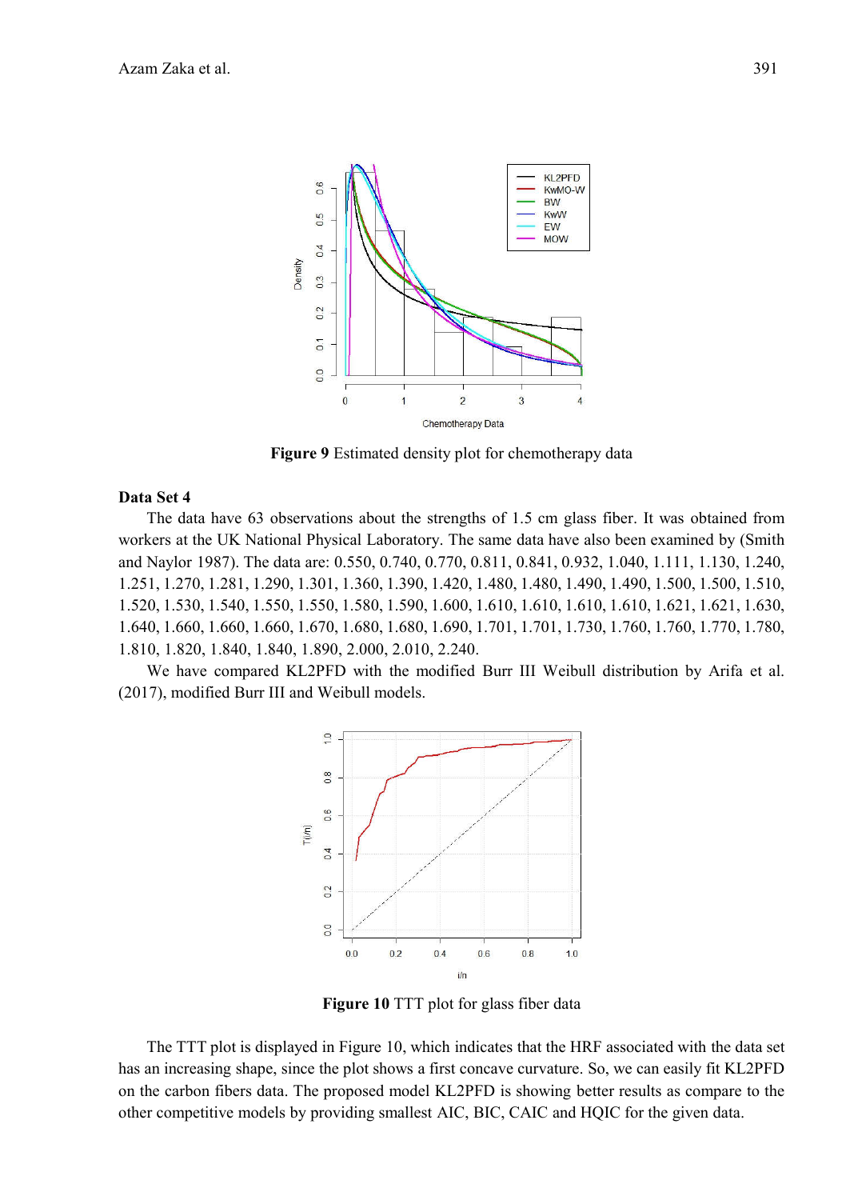**Figure 9** Estimated density plot for chemotherapy data

**Data Set 4**

The data have 63 observations about the strengths of 1.5 cm glass fiber. It was obtained from workers at the UK National Physical Laboratory. The same data have also been examined by (Smith and Naylor 1987). The data are: 0.550, 0.740, 0.770, 0.811, 0.841, 0.932, 1.040, 1.111, 1.130, 1.240, 1.251, 1.270, 1.281, 1.290, 1.301, 1.360, 1.390, 1.420, 1.480, 1.480, 1.490, 1.490, 1.500, 1.500, 1.510, 1.520, 1.530, 1.540, 1.550, 1.550, 1.580, 1.590, 1.600, 1.610, 1.610, 1.610, 1.610, 1.621, 1.621, 1.630, 1.640, 1.660, 1.660, 1.660, 1.670, 1.680, 1.680, 1.690, 1.701, 1.701, 1.730, 1.760, 1.760, 1.770, 1.780, 1.810, 1.820, 1.840, 1.840, 1.890, 2.000, 2.010, 2.240.

We have compared KL2PFD with the modified Burr III Weibull distribution by Arifa et al. (2017), modified Burr III and Weibull models.

**Figure 10** TTT plot for glass fiber data

The TTT plot is displayed in Figure 10, which indicates that the HRF associated with the data set has an increasing shape, since the plot shows a first concave curvature. So, we can easily fit KL2PFD on the carbon fibers data. The proposed model KL2PFD is showing better results as compare to the other competitive models by providing smallest AIC, BIC, CAIC and HQIC for the given data.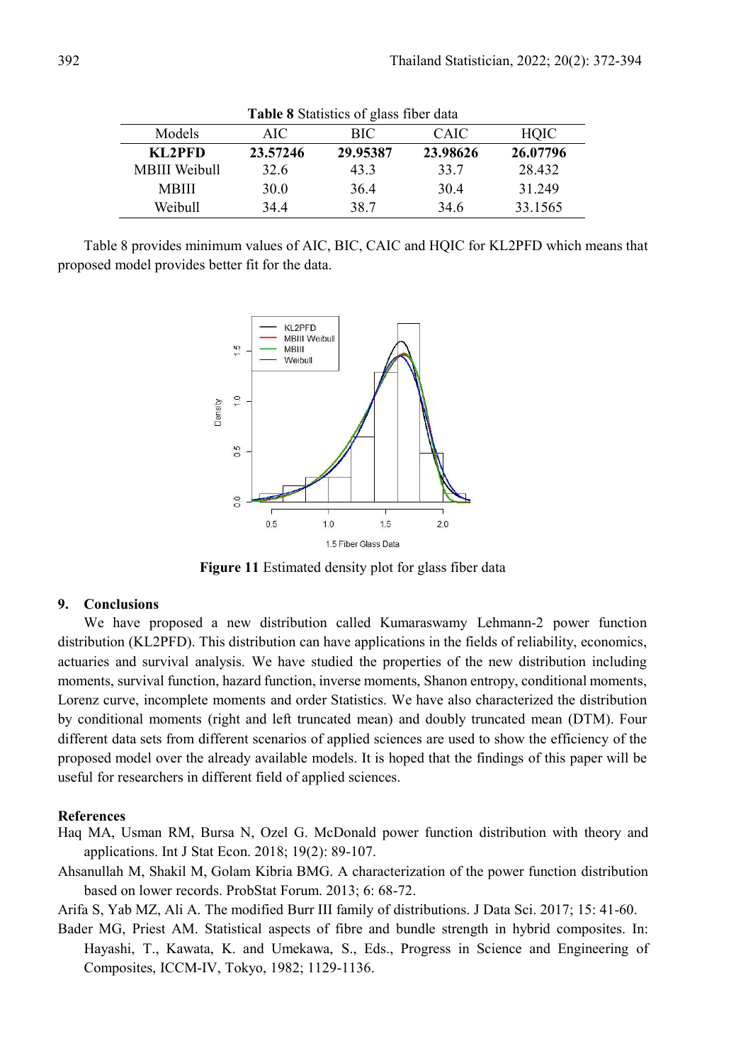**Table 8** Statistics of glass fiber data

| Models | AIC | BIC | CAIC | HQIC |
|---|---|---|---|---|
| **KL2PFD** | **23.57246** | **29.95387** | **23.98626** | **26.07796** |
| MBIII Weibull | 32.6 | 43.3 | 33.7 | 28.432 |
| MBIII | 30.0 | 36.4 | 30.4 | 31.249 |
| Weibull | 34.4 | 38.7 | 34.6 | 33.1565 |

Table 8 provides minimum values of AIC, BIC, CAIC and HQIC for KL2PFD which means that proposed model provides better fit for the data.

**Figure 11** Estimated density plot for glass fiber data

## 9. Conclusions

We have proposed a new distribution called Kumaraswamy Lehmann-2 power function distribution (KL2PFD). This distribution can have applications in the fields of reliability, economics, actuaries and survival analysis. We have studied the properties of the new distribution including moments, survival function, hazard function, inverse moments, Shanon entropy, conditional moments, Lorenz curve, incomplete moments and order Statistics. We have also characterized the distribution by conditional moments (right and left truncated mean) and doubly truncated mean (DTM). Four different data sets from different scenarios of applied sciences are used to show the efficiency of the proposed model over the already available models. It is hoped that the findings of this paper will be useful for researchers in different field of applied sciences.

## References

Haq MA, Usman RM, Bursa N, Ozel G. McDonald power function distribution with theory and applications. Int J Stat Econ. 2018; 19(2): 89-107.

Ahsanullah M, Shakil M, Golam Kibria BMG. A characterization of the power function distribution based on lower records. ProbStat Forum. 2013; 6: 68-72.

Arifa S, Yab MZ, Ali A. The modified Burr III family of distributions. J Data Sci. 2017; 15: 41-60.

Bader MG, Priest AM. Statistical aspects of fibre and bundle strength in hybrid composites. In: Hayashi, T., Kawata, K. and Umekawa, S., Eds., Progress in Science and Engineering of Composites, ICCM-IV, Tokyo, 1982; 1129-1136.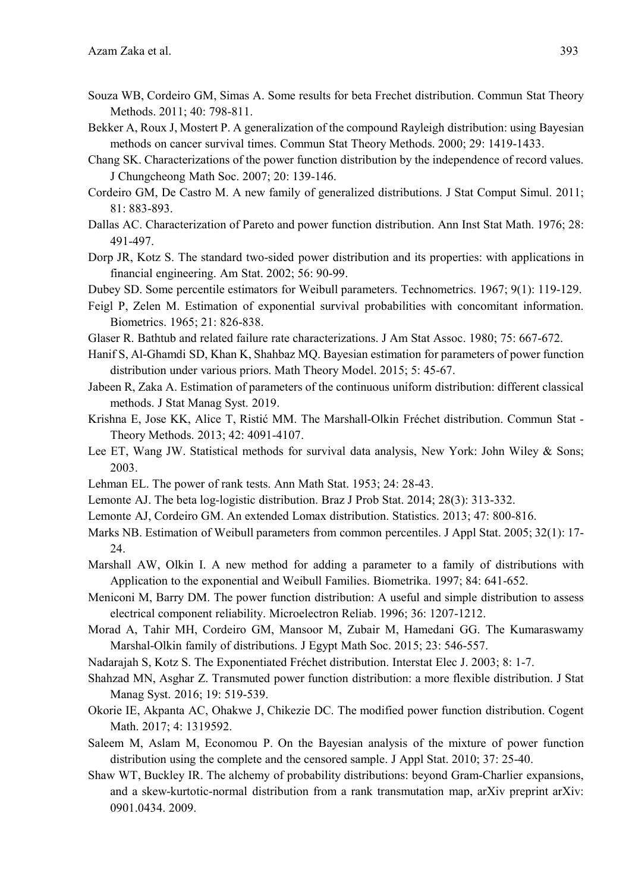Souza WB, Cordeiro GM, Simas A. Some results for beta Frechet distribution. Commun Stat Theory Methods. 2011; 40: 798-811.

Bekker A, Roux J, Mostert P. A generalization of the compound Rayleigh distribution: using Bayesian methods on cancer survival times. Commun Stat Theory Methods. 2000; 29: 1419-1433.

Chang SK. Characterizations of the power function distribution by the independence of record values. J Chungcheong Math Soc. 2007; 20: 139-146.

Cordeiro GM, De Castro M. A new family of generalized distributions. J Stat Comput Simul. 2011; 81: 883-893.

Dallas AC. Characterization of Pareto and power function distribution. Ann Inst Stat Math. 1976; 28: 491-497.

Dorp JR, Kotz S. The standard two-sided power distribution and its properties: with applications in financial engineering. Am Stat. 2002; 56: 90-99.

Dubey SD. Some percentile estimators for Weibull parameters. Technometrics. 1967; 9(1): 119-129.

Feigl P, Zelen M. Estimation of exponential survival probabilities with concomitant information. Biometrics. 1965; 21: 826-838.

Glaser R. Bathtub and related failure rate characterizations. J Am Stat Assoc. 1980; 75: 667-672.

Hanif S, Al-Ghamdi SD, Khan K, Shahbaz MQ. Bayesian estimation for parameters of power function distribution under various priors. Math Theory Model. 2015; 5: 45-67.

Jabeen R, Zaka A. Estimation of parameters of the continuous uniform distribution: different classical methods. J Stat Manag Syst. 2019.

Krishna E, Jose KK, Alice T, Ristić MM. The Marshall-Olkin Fréchet distribution. Commun Stat - Theory Methods. 2013; 42: 4091-4107.

Lee ET, Wang JW. Statistical methods for survival data analysis, New York: John Wiley & Sons; 2003.

Lehman EL. The power of rank tests. Ann Math Stat. 1953; 24: 28-43.

Lemonte AJ. The beta log-logistic distribution. Braz J Prob Stat. 2014; 28(3): 313-332.

Lemonte AJ, Cordeiro GM. An extended Lomax distribution. Statistics. 2013; 47: 800-816.

Marks NB. Estimation of Weibull parameters from common percentiles. J Appl Stat. 2005; 32(1): 17-24.

Marshall AW, Olkin I. A new method for adding a parameter to a family of distributions with Application to the exponential and Weibull Families. Biometrika. 1997; 84: 641-652.

Meniconi M, Barry DM. The power function distribution: A useful and simple distribution to assess electrical component reliability. Microelectron Reliab. 1996; 36: 1207-1212.

Morad A, Tahir MH, Cordeiro GM, Mansoor M, Zubair M, Hamedani GG. The Kumaraswamy Marshal-Olkin family of distributions. J Egypt Math Soc. 2015; 23: 546-557.

Nadarajah S, Kotz S. The Exponentiated Fréchet distribution. Interstat Elec J. 2003; 8: 1-7.

Shahzad MN, Asghar Z. Transmuted power function distribution: a more flexible distribution. J Stat Manag Syst. 2016; 19: 519-539.

Okorie IE, Akpanta AC, Ohakwe J, Chikezie DC. The modified power function distribution. Cogent Math. 2017; 4: 1319592.

Saleem M, Aslam M, Economou P. On the Bayesian analysis of the mixture of power function distribution using the complete and the censored sample. J Appl Stat. 2010; 37: 25-40.

Shaw WT, Buckley IR. The alchemy of probability distributions: beyond Gram-Charlier expansions, and a skew-kurtotic-normal distribution from a rank transmutation map, arXiv preprint arXiv: 0901.0434. 2009.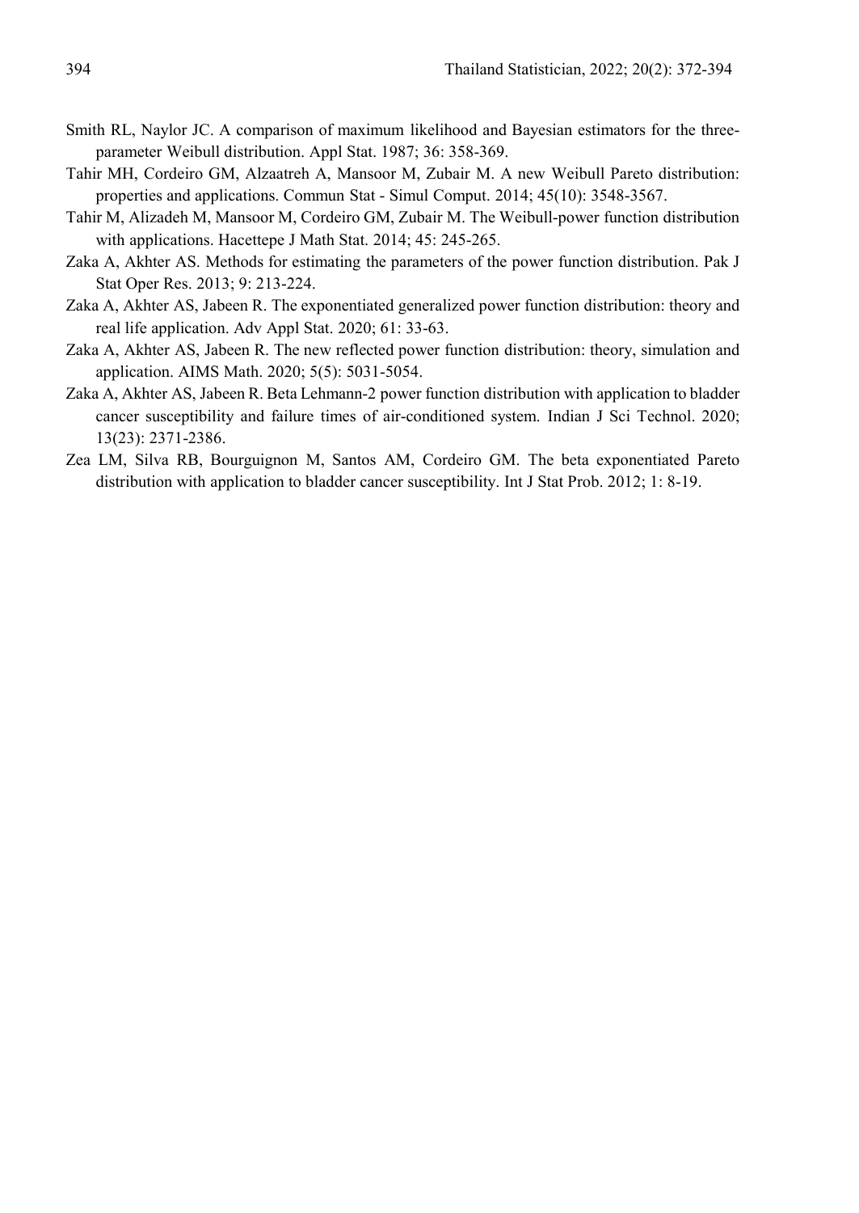Smith RL, Naylor JC. A comparison of maximum likelihood and Bayesian estimators for the three-parameter Weibull distribution. Appl Stat. 1987; 36: 358-369.

Tahir MH, Cordeiro GM, Alzaatreh A, Mansoor M, Zubair M. A new Weibull Pareto distribution: properties and applications. Commun Stat - Simul Comput. 2014; 45(10): 3548-3567.

Tahir M, Alizadeh M, Mansoor M, Cordeiro GM, Zubair M. The Weibull-power function distribution with applications. Hacettepe J Math Stat. 2014; 45: 245-265.

Zaka A, Akhter AS. Methods for estimating the parameters of the power function distribution. Pak J Stat Oper Res. 2013; 9: 213-224.

Zaka A, Akhter AS, Jabeen R. The exponentiated generalized power function distribution: theory and real life application. Adv Appl Stat. 2020; 61: 33-63.

Zaka A, Akhter AS, Jabeen R. The new reflected power function distribution: theory, simulation and application. AIMS Math. 2020; 5(5): 5031-5054.

Zaka A, Akhter AS, Jabeen R. Beta Lehmann-2 power function distribution with application to bladder cancer susceptibility and failure times of air-conditioned system. Indian J Sci Technol. 2020; 13(23): 2371-2386.

Zea LM, Silva RB, Bourguignon M, Santos AM, Cordeiro GM. The beta exponentiated Pareto distribution with application to bladder cancer susceptibility. Int J Stat Prob. 2012; 1: 8-19.